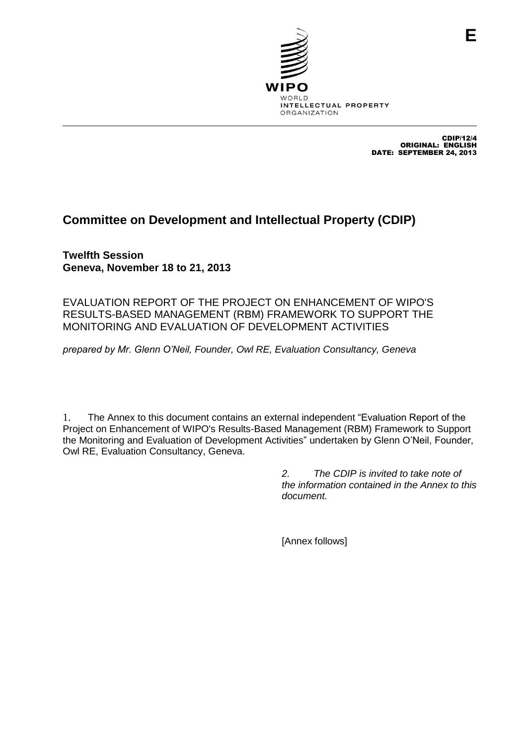E

WIPO
WORLD
INTELLECTUAL PROPERTY
ORGANIZATION

CDIP/12/4
ORIGINAL: ENGLISH
DATE: SEPTEMBER 24, 2013

# Committee on Development and Intellectual Property (CDIP)

**Twelfth Session**
**Geneva, November 18 to 21, 2013**

EVALUATION REPORT OF THE PROJECT ON ENHANCEMENT OF WIPO'S RESULTS-BASED MANAGEMENT (RBM) FRAMEWORK TO SUPPORT THE MONITORING AND EVALUATION OF DEVELOPMENT ACTIVITIES

*prepared by Mr. Glenn O'Neil, Founder, Owl RE, Evaluation Consultancy, Geneva*

1. The Annex to this document contains an external independent "Evaluation Report of the Project on Enhancement of WIPO's Results-Based Management (RBM) Framework to Support the Monitoring and Evaluation of Development Activities" undertaken by Glenn O'Neil, Founder, Owl RE, Evaluation Consultancy, Geneva.

*2. The CDIP is invited to take note of the information contained in the Annex to this document.*

[Annex follows]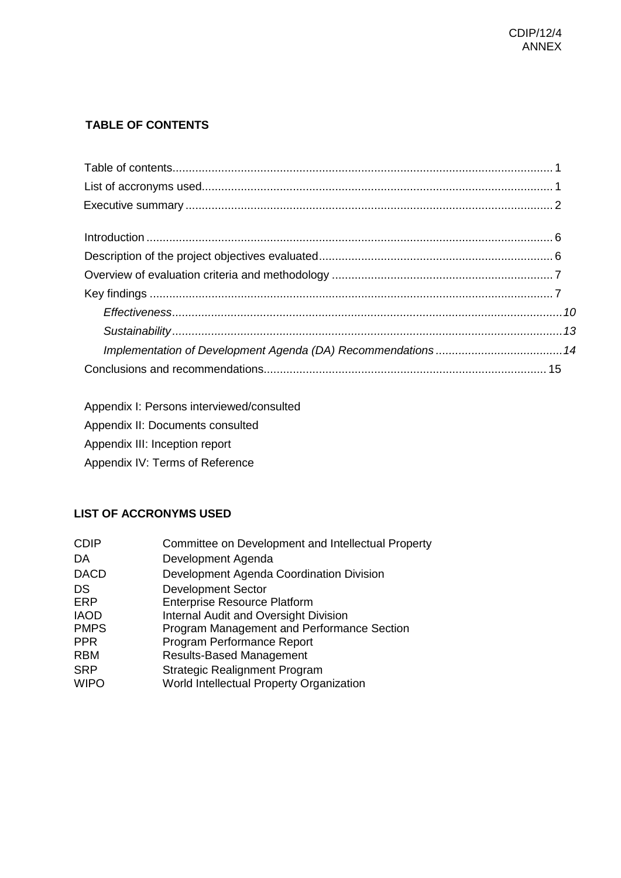## TABLE OF CONTENTS

Table of contents....................................................................................................................... 1
List of accronyms used............................................................................................................. 1
Executive summary .................................................................................................................. 2

Introduction ............................................................................................................................. 6
Description of the project objectives evaluated........................................................................ 6
Overview of evaluation criteria and methodology .................................................................... 7
Key findings ............................................................................................................................. 7
- *Effectiveness.......................................................................................................................10*
- *Sustainability.......................................................................................................................13*
- *Implementation of Development Agenda (DA) Recommendations.......................................14*

Conclusions and recommendations....................................................................................... 15

Appendix I: Persons interviewed/consulted
Appendix II: Documents consulted
Appendix III: Inception report
Appendix IV: Terms of Reference

## LIST OF ACCRONYMS USED

| | |
|---|---|
| CDIP | Committee on Development and Intellectual Property |
| DA | Development Agenda |
| DACD | Development Agenda Coordination Division |
| DS | Development Sector |
| ERP | Enterprise Resource Platform |
| IAOD | Internal Audit and Oversight Division |
| PMPS | Program Management and Performance Section |
| PPR | Program Performance Report |
| RBM | Results-Based Management |
| SRP | Strategic Realignment Program |
| WIPO | World Intellectual Property Organization |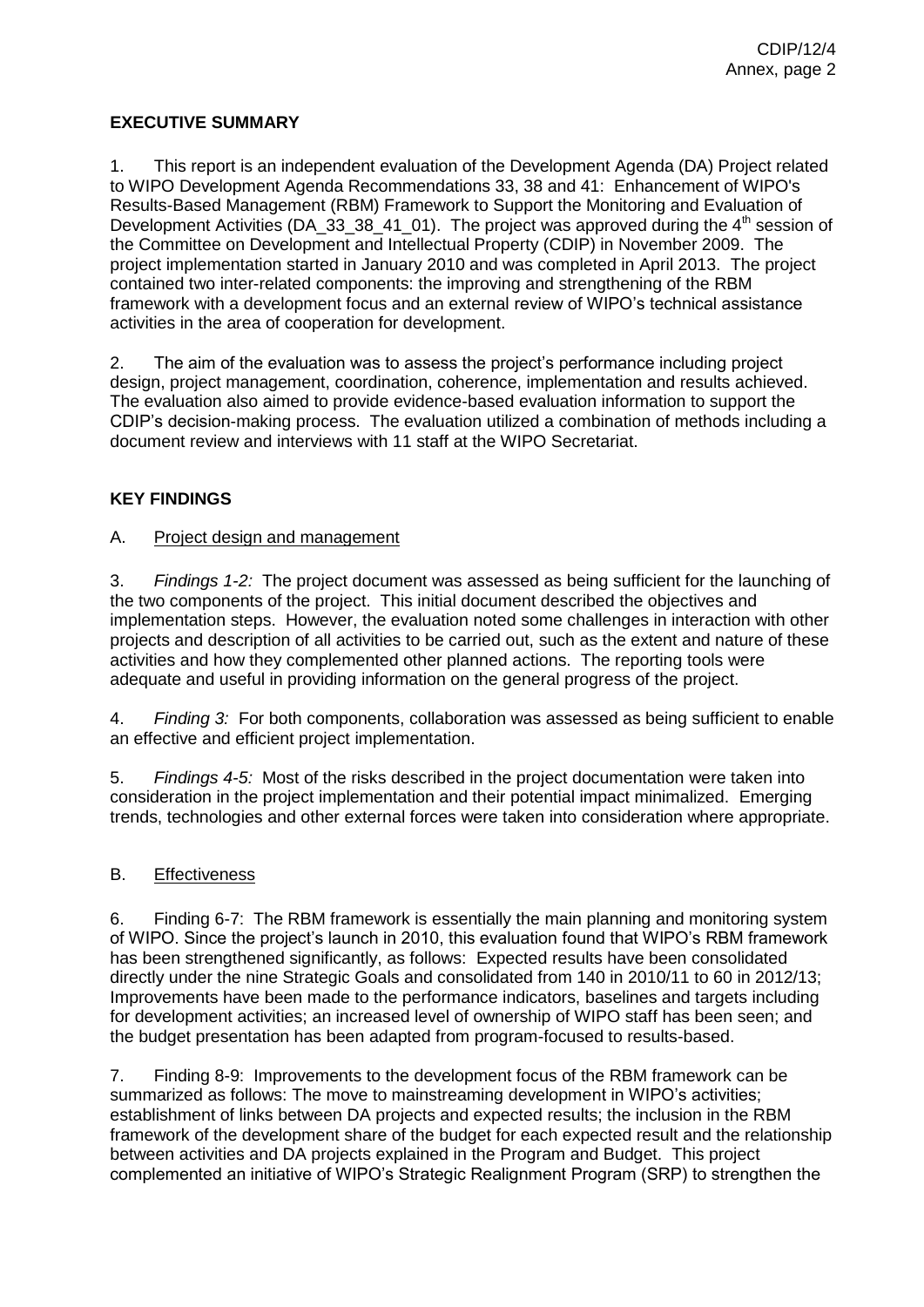## EXECUTIVE SUMMARY

1. This report is an independent evaluation of the Development Agenda (DA) Project related to WIPO Development Agenda Recommendations 33, 38 and 41: Enhancement of WIPO's Results-Based Management (RBM) Framework to Support the Monitoring and Evaluation of Development Activities (DA_33_38_41_01). The project was approved during the 4[th] session of the Committee on Development and Intellectual Property (CDIP) in November 2009. The project implementation started in January 2010 and was completed in April 2013. The project contained two inter-related components: the improving and strengthening of the RBM framework with a development focus and an external review of WIPO's technical assistance activities in the area of cooperation for development.

2. The aim of the evaluation was to assess the project's performance including project design, project management, coordination, coherence, implementation and results achieved. The evaluation also aimed to provide evidence-based evaluation information to support the CDIP's decision-making process. The evaluation utilized a combination of methods including a document review and interviews with 11 staff at the WIPO Secretariat.

## KEY FINDINGS

### A. Project design and management

3. *Findings 1-2:* The project document was assessed as being sufficient for the launching of the two components of the project. This initial document described the objectives and implementation steps. However, the evaluation noted some challenges in interaction with other projects and description of all activities to be carried out, such as the extent and nature of these activities and how they complemented other planned actions. The reporting tools were adequate and useful in providing information on the general progress of the project.

4. *Finding 3:* For both components, collaboration was assessed as being sufficient to enable an effective and efficient project implementation.

5. *Findings 4-5:* Most of the risks described in the project documentation were taken into consideration in the project implementation and their potential impact minimalized. Emerging trends, technologies and other external forces were taken into consideration where appropriate.

### B. Effectiveness

6. Finding 6-7: The RBM framework is essentially the main planning and monitoring system of WIPO. Since the project's launch in 2010, this evaluation found that WIPO's RBM framework has been strengthened significantly, as follows: Expected results have been consolidated directly under the nine Strategic Goals and consolidated from 140 in 2010/11 to 60 in 2012/13; Improvements have been made to the performance indicators, baselines and targets including for development activities; an increased level of ownership of WIPO staff has been seen; and the budget presentation has been adapted from program-focused to results-based.

7. Finding 8-9: Improvements to the development focus of the RBM framework can be summarized as follows: The move to mainstreaming development in WIPO's activities; establishment of links between DA projects and expected results; the inclusion in the RBM framework of the development share of the budget for each expected result and the relationship between activities and DA projects explained in the Program and Budget. This project complemented an initiative of WIPO's Strategic Realignment Program (SRP) to strengthen the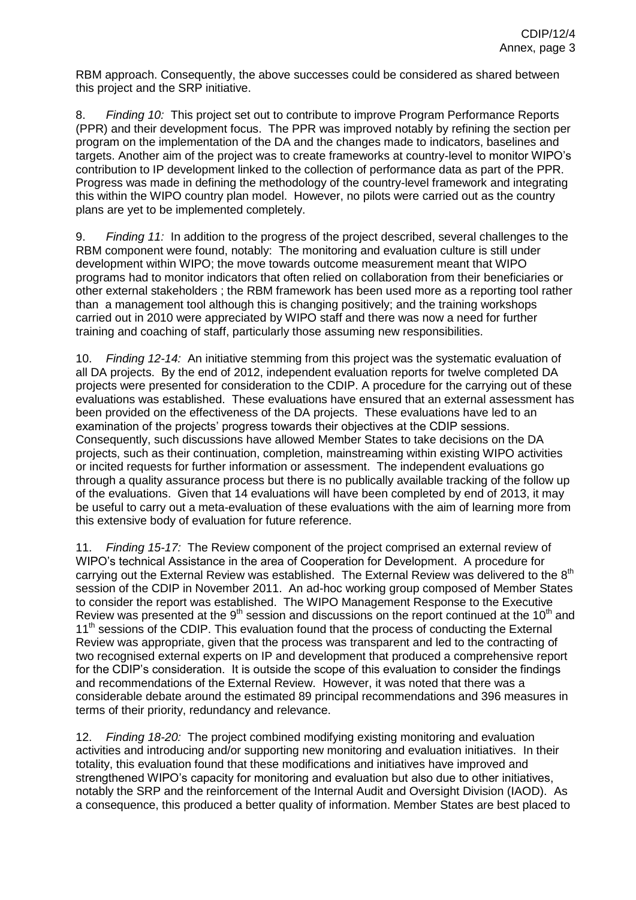RBM approach. Consequently, the above successes could be considered as shared between this project and the SRP initiative.

8. *Finding 10:* This project set out to contribute to improve Program Performance Reports (PPR) and their development focus. The PPR was improved notably by refining the section per program on the implementation of the DA and the changes made to indicators, baselines and targets. Another aim of the project was to create frameworks at country-level to monitor WIPO's contribution to IP development linked to the collection of performance data as part of the PPR. Progress was made in defining the methodology of the country-level framework and integrating this within the WIPO country plan model. However, no pilots were carried out as the country plans are yet to be implemented completely.

9. *Finding 11:* In addition to the progress of the project described, several challenges to the RBM component were found, notably: The monitoring and evaluation culture is still under development within WIPO; the move towards outcome measurement meant that WIPO programs had to monitor indicators that often relied on collaboration from their beneficiaries or other external stakeholders ; the RBM framework has been used more as a reporting tool rather than a management tool although this is changing positively; and the training workshops carried out in 2010 were appreciated by WIPO staff and there was now a need for further training and coaching of staff, particularly those assuming new responsibilities.

10. *Finding 12-14:* An initiative stemming from this project was the systematic evaluation of all DA projects. By the end of 2012, independent evaluation reports for twelve completed DA projects were presented for consideration to the CDIP. A procedure for the carrying out of these evaluations was established. These evaluations have ensured that an external assessment has been provided on the effectiveness of the DA projects. These evaluations have led to an examination of the projects' progress towards their objectives at the CDIP sessions. Consequently, such discussions have allowed Member States to take decisions on the DA projects, such as their continuation, completion, mainstreaming within existing WIPO activities or incited requests for further information or assessment. The independent evaluations go through a quality assurance process but there is no publically available tracking of the follow up of the evaluations. Given that 14 evaluations will have been completed by end of 2013, it may be useful to carry out a meta-evaluation of these evaluations with the aim of learning more from this extensive body of evaluation for future reference.

11. *Finding 15-17:* The Review component of the project comprised an external review of WIPO's technical Assistance in the area of Cooperation for Development. A procedure for carrying out the External Review was established. The External Review was delivered to the 8th session of the CDIP in November 2011. An ad-hoc working group composed of Member States to consider the report was established. The WIPO Management Response to the Executive Review was presented at the 9th session and discussions on the report continued at the 10th and 11th sessions of the CDIP. This evaluation found that the process of conducting the External Review was appropriate, given that the process was transparent and led to the contracting of two recognised external experts on IP and development that produced a comprehensive report for the CDIP's consideration. It is outside the scope of this evaluation to consider the findings and recommendations of the External Review. However, it was noted that there was a considerable debate around the estimated 89 principal recommendations and 396 measures in terms of their priority, redundancy and relevance.

12. *Finding 18-20:* The project combined modifying existing monitoring and evaluation activities and introducing and/or supporting new monitoring and evaluation initiatives. In their totality, this evaluation found that these modifications and initiatives have improved and strengthened WIPO's capacity for monitoring and evaluation but also due to other initiatives, notably the SRP and the reinforcement of the Internal Audit and Oversight Division (IAOD). As a consequence, this produced a better quality of information. Member States are best placed to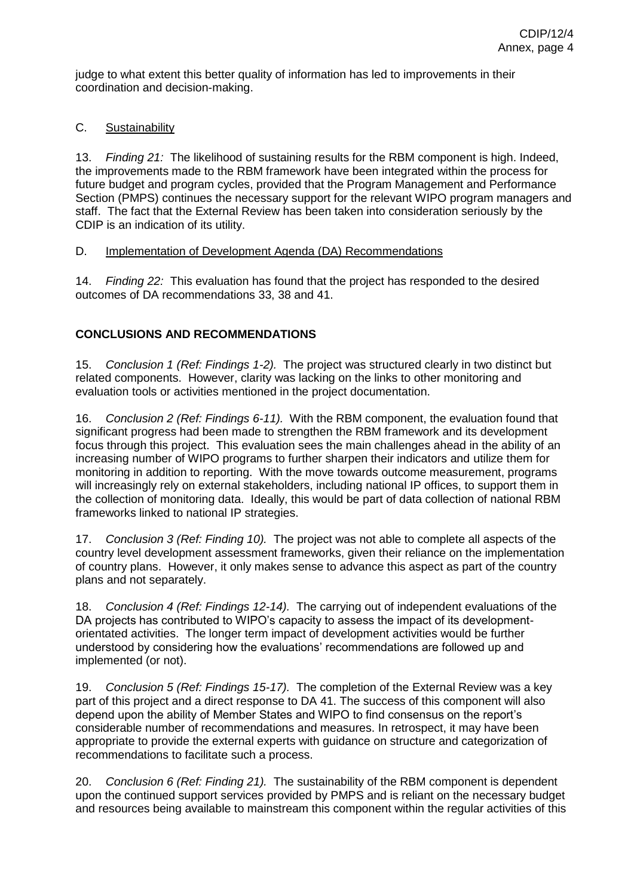judge to what extent this better quality of information has led to improvements in their coordination and decision-making.

C. Sustainability

13. *Finding 21:* The likelihood of sustaining results for the RBM component is high. Indeed, the improvements made to the RBM framework have been integrated within the process for future budget and program cycles, provided that the Program Management and Performance Section (PMPS) continues the necessary support for the relevant WIPO program managers and staff. The fact that the External Review has been taken into consideration seriously by the CDIP is an indication of its utility.

D. Implementation of Development Agenda (DA) Recommendations

14. *Finding 22:* This evaluation has found that the project has responded to the desired outcomes of DA recommendations 33, 38 and 41.

**CONCLUSIONS AND RECOMMENDATIONS**

15. *Conclusion 1 (Ref: Findings 1-2).* The project was structured clearly in two distinct but related components. However, clarity was lacking on the links to other monitoring and evaluation tools or activities mentioned in the project documentation.

16. *Conclusion 2 (Ref: Findings 6-11).* With the RBM component, the evaluation found that significant progress had been made to strengthen the RBM framework and its development focus through this project. This evaluation sees the main challenges ahead in the ability of an increasing number of WIPO programs to further sharpen their indicators and utilize them for monitoring in addition to reporting. With the move towards outcome measurement, programs will increasingly rely on external stakeholders, including national IP offices, to support them in the collection of monitoring data. Ideally, this would be part of data collection of national RBM frameworks linked to national IP strategies.

17. *Conclusion 3 (Ref: Finding 10).* The project was not able to complete all aspects of the country level development assessment frameworks, given their reliance on the implementation of country plans. However, it only makes sense to advance this aspect as part of the country plans and not separately.

18. *Conclusion 4 (Ref: Findings 12-14).* The carrying out of independent evaluations of the DA projects has contributed to WIPO's capacity to assess the impact of its development-orientated activities. The longer term impact of development activities would be further understood by considering how the evaluations' recommendations are followed up and implemented (or not).

19. *Conclusion 5 (Ref: Findings 15-17).* The completion of the External Review was a key part of this project and a direct response to DA 41. The success of this component will also depend upon the ability of Member States and WIPO to find consensus on the report's considerable number of recommendations and measures. In retrospect, it may have been appropriate to provide the external experts with guidance on structure and categorization of recommendations to facilitate such a process.

20. *Conclusion 6 (Ref: Finding 21).* The sustainability of the RBM component is dependent upon the continued support services provided by PMPS and is reliant on the necessary budget and resources being available to mainstream this component within the regular activities of this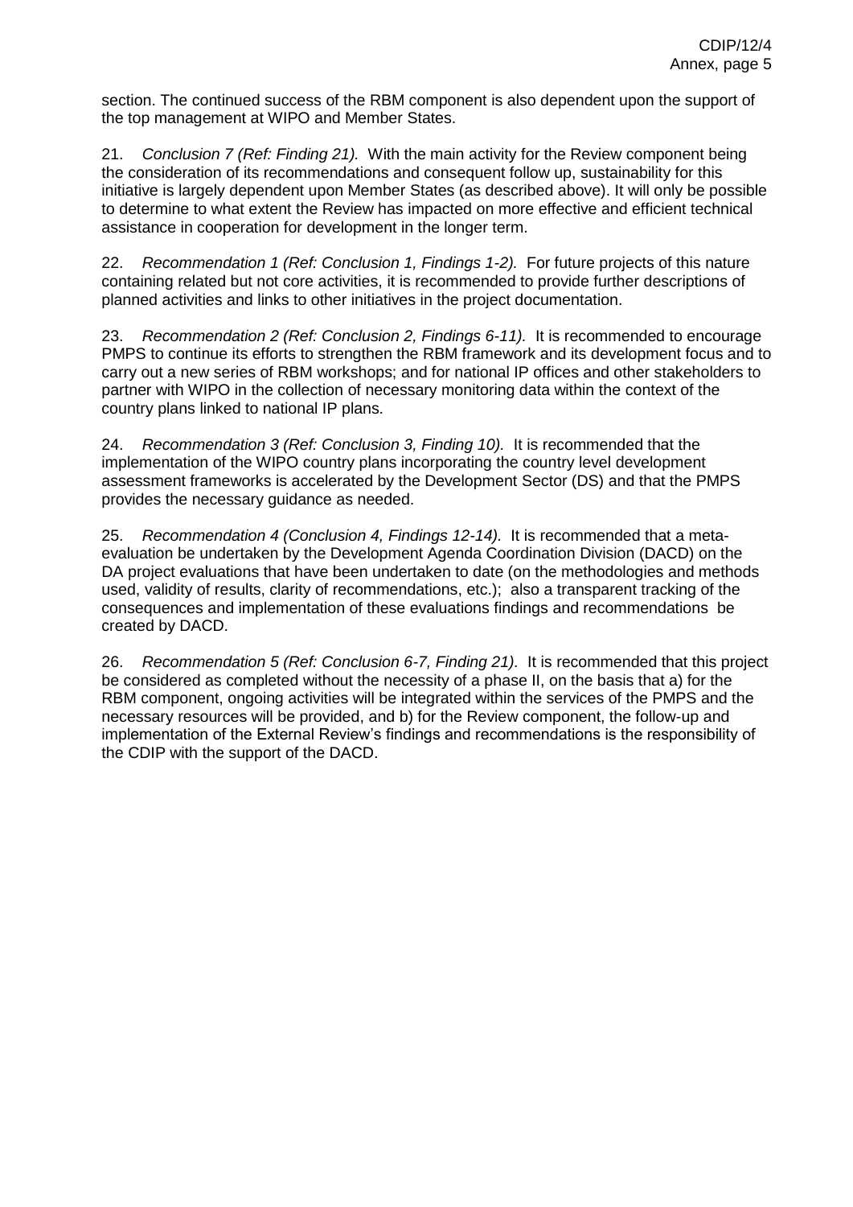section. The continued success of the RBM component is also dependent upon the support of the top management at WIPO and Member States.

21. *Conclusion 7 (Ref: Finding 21).* With the main activity for the Review component being the consideration of its recommendations and consequent follow up, sustainability for this initiative is largely dependent upon Member States (as described above). It will only be possible to determine to what extent the Review has impacted on more effective and efficient technical assistance in cooperation for development in the longer term.

22. *Recommendation 1 (Ref: Conclusion 1, Findings 1-2).* For future projects of this nature containing related but not core activities, it is recommended to provide further descriptions of planned activities and links to other initiatives in the project documentation.

23. *Recommendation 2 (Ref: Conclusion 2, Findings 6-11).* It is recommended to encourage PMPS to continue its efforts to strengthen the RBM framework and its development focus and to carry out a new series of RBM workshops; and for national IP offices and other stakeholders to partner with WIPO in the collection of necessary monitoring data within the context of the country plans linked to national IP plans.

24. *Recommendation 3 (Ref: Conclusion 3, Finding 10).* It is recommended that the implementation of the WIPO country plans incorporating the country level development assessment frameworks is accelerated by the Development Sector (DS) and that the PMPS provides the necessary guidance as needed.

25. *Recommendation 4 (Conclusion 4, Findings 12-14).* It is recommended that a meta-evaluation be undertaken by the Development Agenda Coordination Division (DACD) on the DA project evaluations that have been undertaken to date (on the methodologies and methods used, validity of results, clarity of recommendations, etc.); also a transparent tracking of the consequences and implementation of these evaluations findings and recommendations be created by DACD.

26. *Recommendation 5 (Ref: Conclusion 6-7, Finding 21).* It is recommended that this project be considered as completed without the necessity of a phase II, on the basis that a) for the RBM component, ongoing activities will be integrated within the services of the PMPS and the necessary resources will be provided, and b) for the Review component, the follow-up and implementation of the External Review's findings and recommendations is the responsibility of the CDIP with the support of the DACD.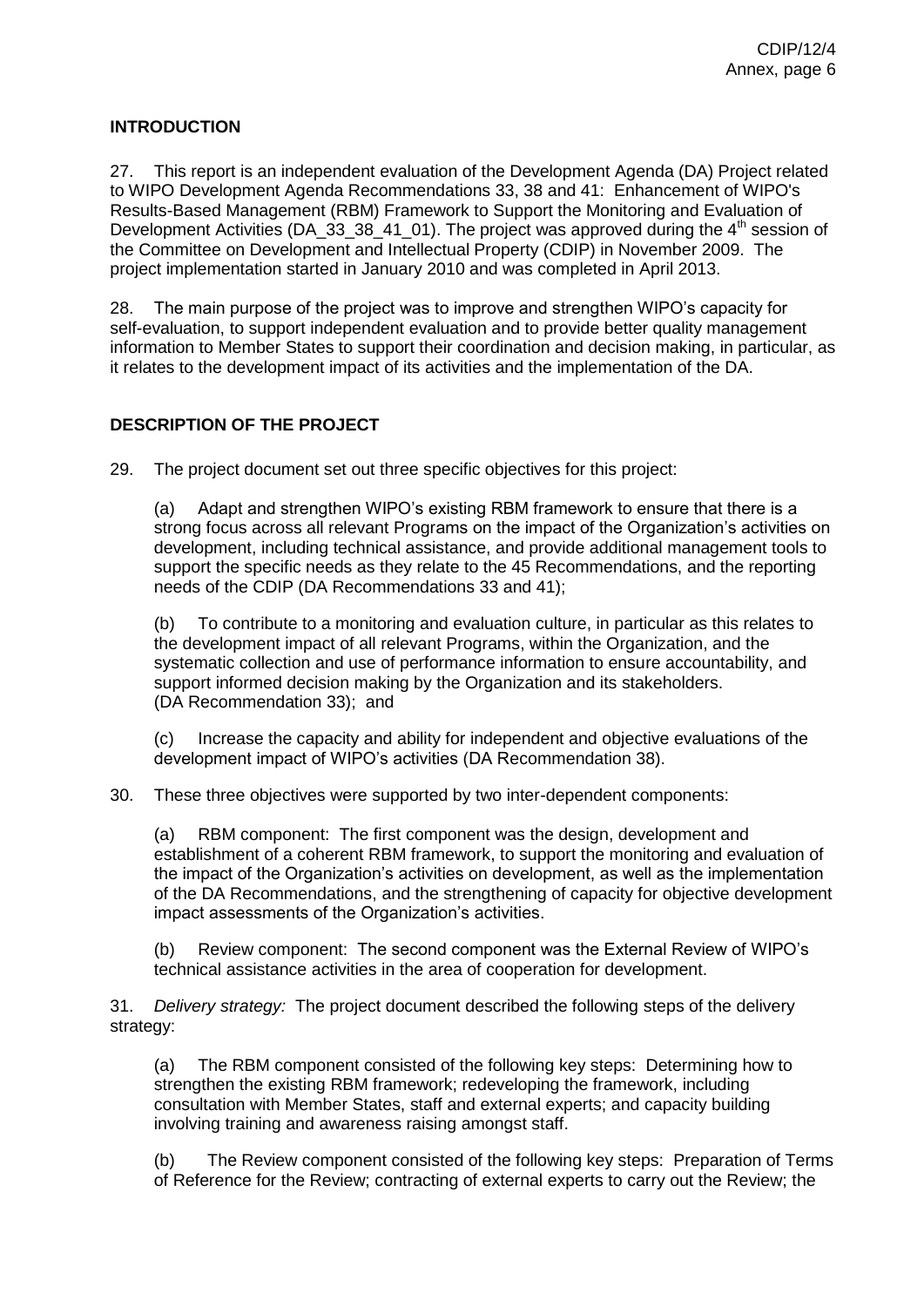## INTRODUCTION

27. This report is an independent evaluation of the Development Agenda (DA) Project related to WIPO Development Agenda Recommendations 33, 38 and 41: Enhancement of WIPO's Results-Based Management (RBM) Framework to Support the Monitoring and Evaluation of Development Activities (DA_33_38_41_01). The project was approved during the 4th session of the Committee on Development and Intellectual Property (CDIP) in November 2009. The project implementation started in January 2010 and was completed in April 2013.

28. The main purpose of the project was to improve and strengthen WIPO's capacity for self-evaluation, to support independent evaluation and to provide better quality management information to Member States to support their coordination and decision making, in particular, as it relates to the development impact of its activities and the implementation of the DA.

## DESCRIPTION OF THE PROJECT

29. The project document set out three specific objectives for this project:

(a) Adapt and strengthen WIPO's existing RBM framework to ensure that there is a strong focus across all relevant Programs on the impact of the Organization's activities on development, including technical assistance, and provide additional management tools to support the specific needs as they relate to the 45 Recommendations, and the reporting needs of the CDIP (DA Recommendations 33 and 41);

(b) To contribute to a monitoring and evaluation culture, in particular as this relates to the development impact of all relevant Programs, within the Organization, and the systematic collection and use of performance information to ensure accountability, and support informed decision making by the Organization and its stakeholders. (DA Recommendation 33); and

(c) Increase the capacity and ability for independent and objective evaluations of the development impact of WIPO's activities (DA Recommendation 38).

30. These three objectives were supported by two inter-dependent components:

(a) RBM component: The first component was the design, development and establishment of a coherent RBM framework, to support the monitoring and evaluation of the impact of the Organization's activities on development, as well as the implementation of the DA Recommendations, and the strengthening of capacity for objective development impact assessments of the Organization's activities.

(b) Review component: The second component was the External Review of WIPO's technical assistance activities in the area of cooperation for development.

31. *Delivery strategy:* The project document described the following steps of the delivery strategy:

(a) The RBM component consisted of the following key steps: Determining how to strengthen the existing RBM framework; redeveloping the framework, including consultation with Member States, staff and external experts; and capacity building involving training and awareness raising amongst staff.

(b) The Review component consisted of the following key steps: Preparation of Terms of Reference for the Review; contracting of external experts to carry out the Review; the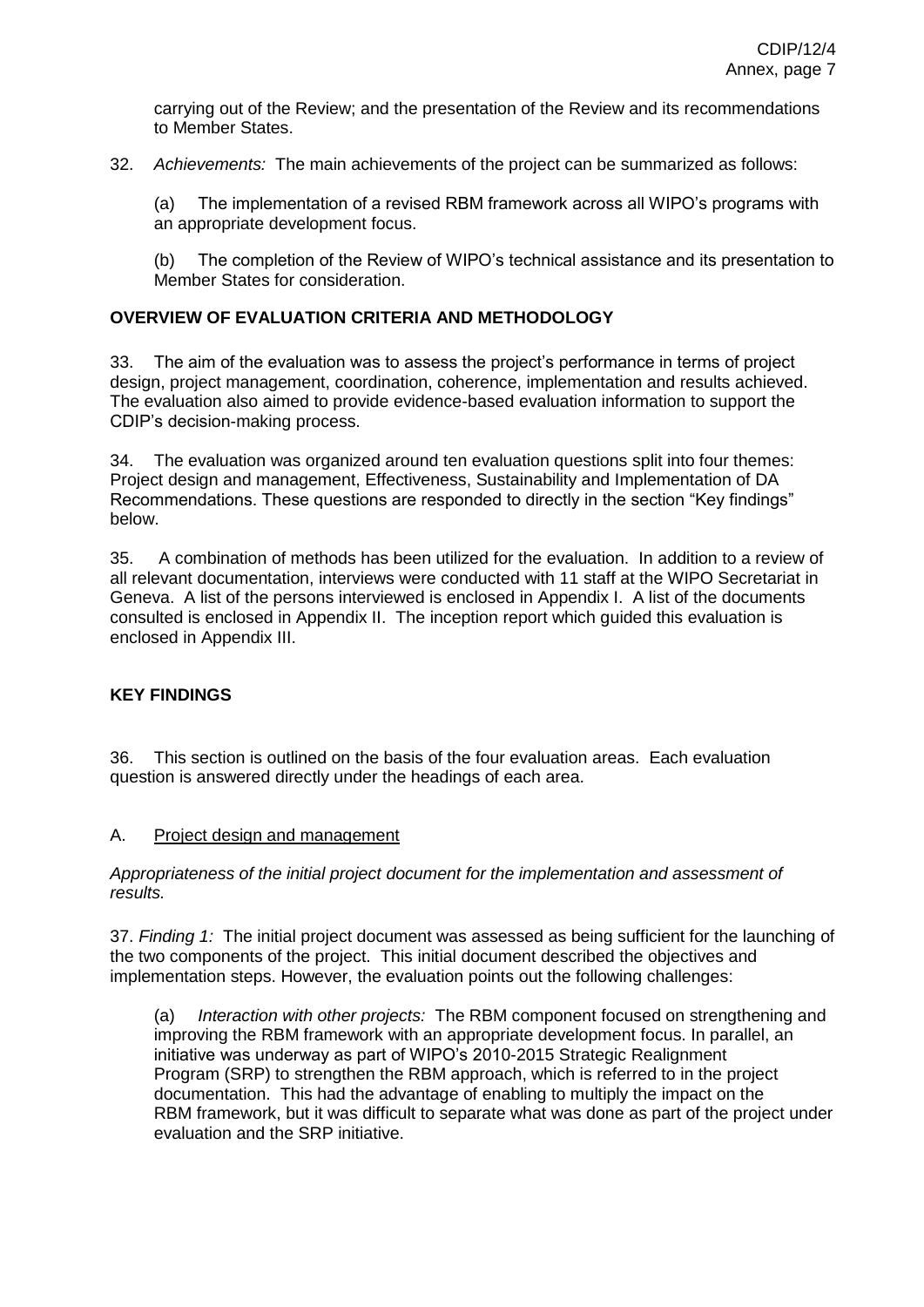carrying out of the Review; and the presentation of the Review and its recommendations to Member States.

32. *Achievements:* The main achievements of the project can be summarized as follows:

(a) The implementation of a revised RBM framework across all WIPO's programs with an appropriate development focus.

(b) The completion of the Review of WIPO's technical assistance and its presentation to Member States for consideration.

## OVERVIEW OF EVALUATION CRITERIA AND METHODOLOGY

33. The aim of the evaluation was to assess the project's performance in terms of project design, project management, coordination, coherence, implementation and results achieved. The evaluation also aimed to provide evidence-based evaluation information to support the CDIP's decision-making process.

34. The evaluation was organized around ten evaluation questions split into four themes: Project design and management, Effectiveness, Sustainability and Implementation of DA Recommendations. These questions are responded to directly in the section "Key findings" below.

35. A combination of methods has been utilized for the evaluation. In addition to a review of all relevant documentation, interviews were conducted with 11 staff at the WIPO Secretariat in Geneva. A list of the persons interviewed is enclosed in Appendix I. A list of the documents consulted is enclosed in Appendix II. The inception report which guided this evaluation is enclosed in Appendix III.

## KEY FINDINGS

36. This section is outlined on the basis of the four evaluation areas. Each evaluation question is answered directly under the headings of each area.

### A. Project design and management

*Appropriateness of the initial project document for the implementation and assessment of results.*

37. *Finding 1:* The initial project document was assessed as being sufficient for the launching of the two components of the project. This initial document described the objectives and implementation steps. However, the evaluation points out the following challenges:

(a) *Interaction with other projects:* The RBM component focused on strengthening and improving the RBM framework with an appropriate development focus. In parallel, an initiative was underway as part of WIPO's 2010-2015 Strategic Realignment Program (SRP) to strengthen the RBM approach, which is referred to in the project documentation. This had the advantage of enabling to multiply the impact on the RBM framework, but it was difficult to separate what was done as part of the project under evaluation and the SRP initiative.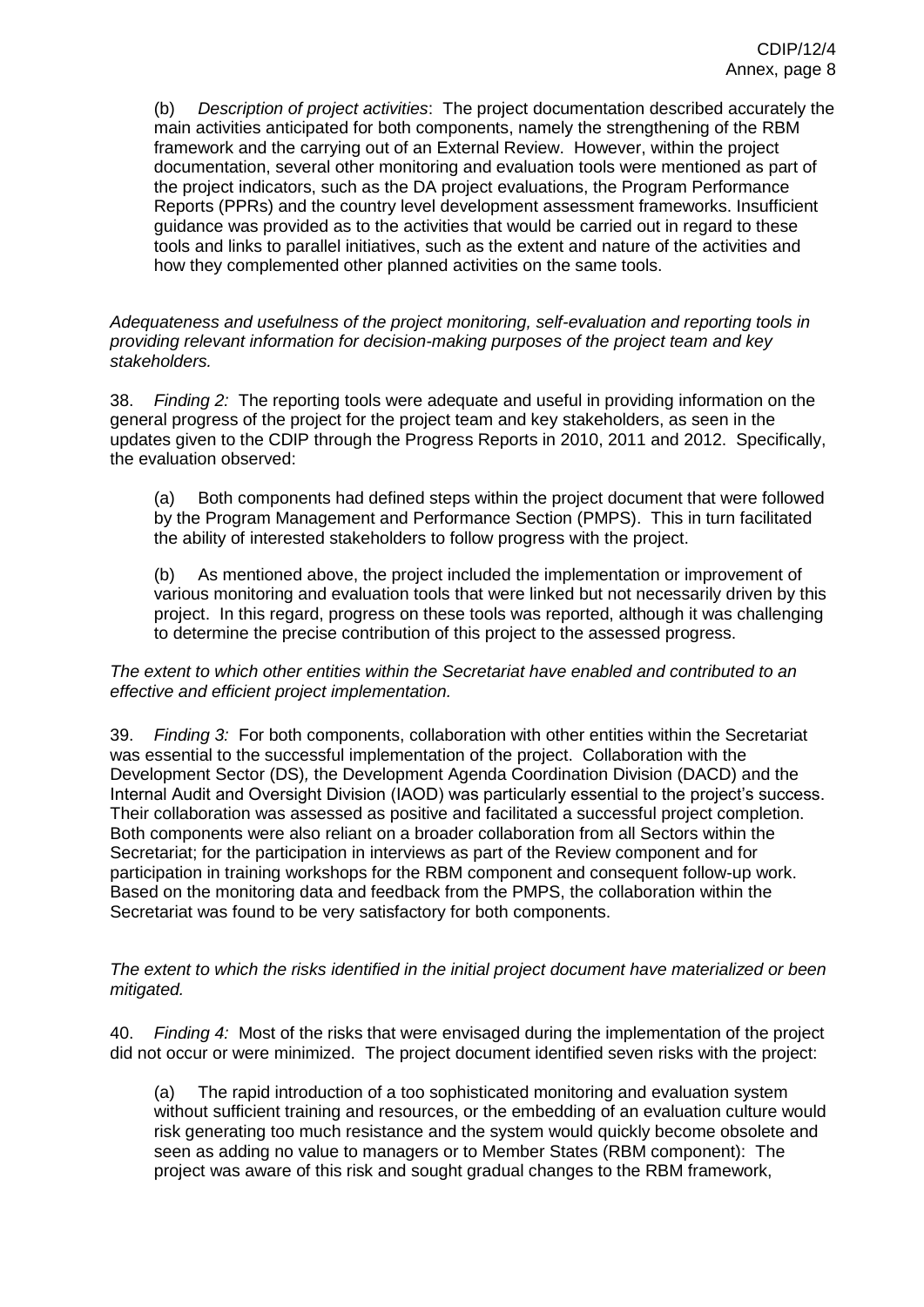(b) *Description of project activities*: The project documentation described accurately the main activities anticipated for both components, namely the strengthening of the RBM framework and the carrying out of an External Review. However, within the project documentation, several other monitoring and evaluation tools were mentioned as part of the project indicators, such as the DA project evaluations, the Program Performance Reports (PPRs) and the country level development assessment frameworks. Insufficient guidance was provided as to the activities that would be carried out in regard to these tools and links to parallel initiatives, such as the extent and nature of the activities and how they complemented other planned activities on the same tools.

*Adequateness and usefulness of the project monitoring, self-evaluation and reporting tools in providing relevant information for decision-making purposes of the project team and key stakeholders.*

38. *Finding 2:* The reporting tools were adequate and useful in providing information on the general progress of the project for the project team and key stakeholders, as seen in the updates given to the CDIP through the Progress Reports in 2010, 2011 and 2012. Specifically, the evaluation observed:

(a) Both components had defined steps within the project document that were followed by the Program Management and Performance Section (PMPS). This in turn facilitated the ability of interested stakeholders to follow progress with the project.

(b) As mentioned above, the project included the implementation or improvement of various monitoring and evaluation tools that were linked but not necessarily driven by this project. In this regard, progress on these tools was reported, although it was challenging to determine the precise contribution of this project to the assessed progress.

*The extent to which other entities within the Secretariat have enabled and contributed to an effective and efficient project implementation.*

39. *Finding 3:* For both components, collaboration with other entities within the Secretariat was essential to the successful implementation of the project. Collaboration with the Development Sector (DS), the Development Agenda Coordination Division (DACD) and the Internal Audit and Oversight Division (IAOD) was particularly essential to the project's success. Their collaboration was assessed as positive and facilitated a successful project completion. Both components were also reliant on a broader collaboration from all Sectors within the Secretariat; for the participation in interviews as part of the Review component and for participation in training workshops for the RBM component and consequent follow-up work. Based on the monitoring data and feedback from the PMPS, the collaboration within the Secretariat was found to be very satisfactory for both components.

*The extent to which the risks identified in the initial project document have materialized or been mitigated.*

40. *Finding 4:* Most of the risks that were envisaged during the implementation of the project did not occur or were minimized. The project document identified seven risks with the project:

(a) The rapid introduction of a too sophisticated monitoring and evaluation system without sufficient training and resources, or the embedding of an evaluation culture would risk generating too much resistance and the system would quickly become obsolete and seen as adding no value to managers or to Member States (RBM component): The project was aware of this risk and sought gradual changes to the RBM framework,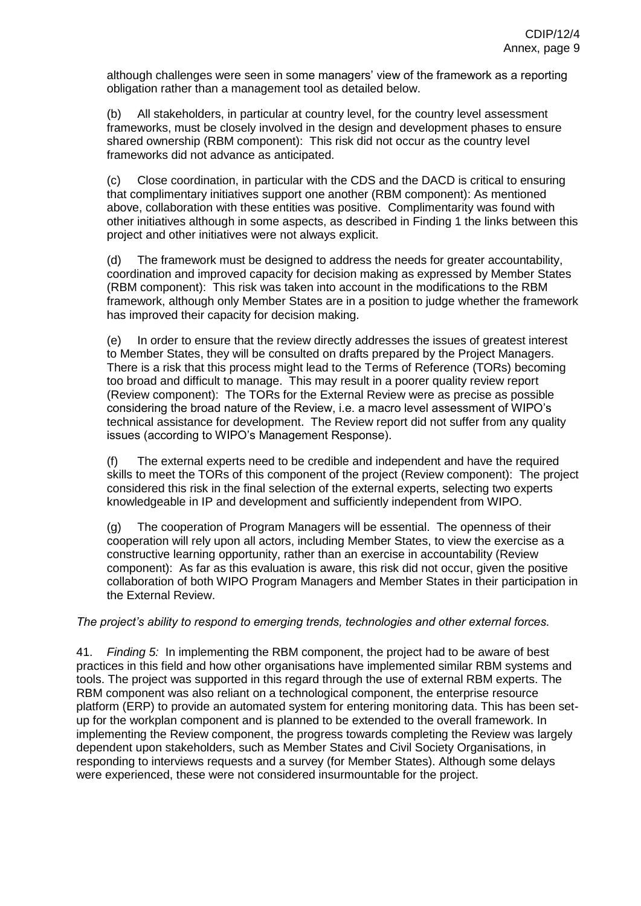although challenges were seen in some managers' view of the framework as a reporting obligation rather than a management tool as detailed below.

(b) All stakeholders, in particular at country level, for the country level assessment frameworks, must be closely involved in the design and development phases to ensure shared ownership (RBM component): This risk did not occur as the country level frameworks did not advance as anticipated.

(c) Close coordination, in particular with the CDS and the DACD is critical to ensuring that complimentary initiatives support one another (RBM component): As mentioned above, collaboration with these entities was positive. Complimentarity was found with other initiatives although in some aspects, as described in Finding 1 the links between this project and other initiatives were not always explicit.

(d) The framework must be designed to address the needs for greater accountability, coordination and improved capacity for decision making as expressed by Member States (RBM component): This risk was taken into account in the modifications to the RBM framework, although only Member States are in a position to judge whether the framework has improved their capacity for decision making.

(e) In order to ensure that the review directly addresses the issues of greatest interest to Member States, they will be consulted on drafts prepared by the Project Managers. There is a risk that this process might lead to the Terms of Reference (TORs) becoming too broad and difficult to manage. This may result in a poorer quality review report (Review component): The TORs for the External Review were as precise as possible considering the broad nature of the Review, i.e. a macro level assessment of WIPO's technical assistance for development. The Review report did not suffer from any quality issues (according to WIPO's Management Response).

(f) The external experts need to be credible and independent and have the required skills to meet the TORs of this component of the project (Review component): The project considered this risk in the final selection of the external experts, selecting two experts knowledgeable in IP and development and sufficiently independent from WIPO.

(g) The cooperation of Program Managers will be essential. The openness of their cooperation will rely upon all actors, including Member States, to view the exercise as a constructive learning opportunity, rather than an exercise in accountability (Review component): As far as this evaluation is aware, this risk did not occur, given the positive collaboration of both WIPO Program Managers and Member States in their participation in the External Review.

*The project's ability to respond to emerging trends, technologies and other external forces.*

41. *Finding 5:* In implementing the RBM component, the project had to be aware of best practices in this field and how other organisations have implemented similar RBM systems and tools. The project was supported in this regard through the use of external RBM experts. The RBM component was also reliant on a technological component, the enterprise resource platform (ERP) to provide an automated system for entering monitoring data. This has been set-up for the workplan component and is planned to be extended to the overall framework. In implementing the Review component, the progress towards completing the Review was largely dependent upon stakeholders, such as Member States and Civil Society Organisations, in responding to interviews requests and a survey (for Member States). Although some delays were experienced, these were not considered insurmountable for the project.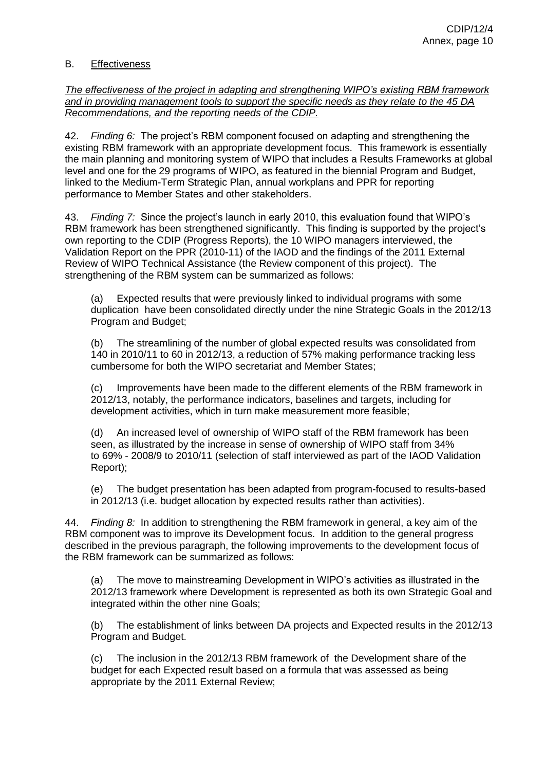## B. Effectiveness

*The effectiveness of the project in adapting and strengthening WIPO's existing RBM framework and in providing management tools to support the specific needs as they relate to the 45 DA Recommendations, and the reporting needs of the CDIP.*

42. *Finding 6:* The project's RBM component focused on adapting and strengthening the existing RBM framework with an appropriate development focus. This framework is essentially the main planning and monitoring system of WIPO that includes a Results Frameworks at global level and one for the 29 programs of WIPO, as featured in the biennial Program and Budget, linked to the Medium-Term Strategic Plan, annual workplans and PPR for reporting performance to Member States and other stakeholders.

43. *Finding 7:* Since the project's launch in early 2010, this evaluation found that WIPO's RBM framework has been strengthened significantly. This finding is supported by the project's own reporting to the CDIP (Progress Reports), the 10 WIPO managers interviewed, the Validation Report on the PPR (2010-11) of the IAOD and the findings of the 2011 External Review of WIPO Technical Assistance (the Review component of this project). The strengthening of the RBM system can be summarized as follows:

(a) Expected results that were previously linked to individual programs with some duplication have been consolidated directly under the nine Strategic Goals in the 2012/13 Program and Budget;

(b) The streamlining of the number of global expected results was consolidated from 140 in 2010/11 to 60 in 2012/13, a reduction of 57% making performance tracking less cumbersome for both the WIPO secretariat and Member States;

(c) Improvements have been made to the different elements of the RBM framework in 2012/13, notably, the performance indicators, baselines and targets, including for development activities, which in turn make measurement more feasible;

(d) An increased level of ownership of WIPO staff of the RBM framework has been seen, as illustrated by the increase in sense of ownership of WIPO staff from 34% to 69% - 2008/9 to 2010/11 (selection of staff interviewed as part of the IAOD Validation Report);

(e) The budget presentation has been adapted from program-focused to results-based in 2012/13 (i.e. budget allocation by expected results rather than activities).

44. *Finding 8:* In addition to strengthening the RBM framework in general, a key aim of the RBM component was to improve its Development focus. In addition to the general progress described in the previous paragraph, the following improvements to the development focus of the RBM framework can be summarized as follows:

(a) The move to mainstreaming Development in WIPO's activities as illustrated in the 2012/13 framework where Development is represented as both its own Strategic Goal and integrated within the other nine Goals;

(b) The establishment of links between DA projects and Expected results in the 2012/13 Program and Budget.

(c) The inclusion in the 2012/13 RBM framework of the Development share of the budget for each Expected result based on a formula that was assessed as being appropriate by the 2011 External Review;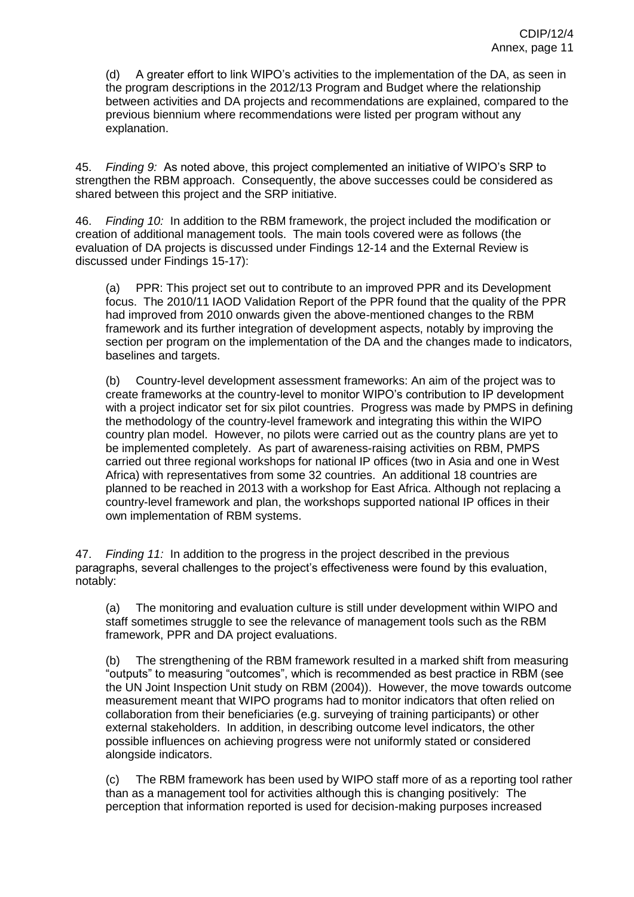(d) A greater effort to link WIPO's activities to the implementation of the DA, as seen in the program descriptions in the 2012/13 Program and Budget where the relationship between activities and DA projects and recommendations are explained, compared to the previous biennium where recommendations were listed per program without any explanation.

45. *Finding 9:* As noted above, this project complemented an initiative of WIPO's SRP to strengthen the RBM approach. Consequently, the above successes could be considered as shared between this project and the SRP initiative.

46. *Finding 10:* In addition to the RBM framework, the project included the modification or creation of additional management tools. The main tools covered were as follows (the evaluation of DA projects is discussed under Findings 12-14 and the External Review is discussed under Findings 15-17):

(a) PPR: This project set out to contribute to an improved PPR and its Development focus. The 2010/11 IAOD Validation Report of the PPR found that the quality of the PPR had improved from 2010 onwards given the above-mentioned changes to the RBM framework and its further integration of development aspects, notably by improving the section per program on the implementation of the DA and the changes made to indicators, baselines and targets.

(b) Country-level development assessment frameworks: An aim of the project was to create frameworks at the country-level to monitor WIPO's contribution to IP development with a project indicator set for six pilot countries. Progress was made by PMPS in defining the methodology of the country-level framework and integrating this within the WIPO country plan model. However, no pilots were carried out as the country plans are yet to be implemented completely. As part of awareness-raising activities on RBM, PMPS carried out three regional workshops for national IP offices (two in Asia and one in West Africa) with representatives from some 32 countries. An additional 18 countries are planned to be reached in 2013 with a workshop for East Africa. Although not replacing a country-level framework and plan, the workshops supported national IP offices in their own implementation of RBM systems.

47. *Finding 11:* In addition to the progress in the project described in the previous paragraphs, several challenges to the project's effectiveness were found by this evaluation, notably:

(a) The monitoring and evaluation culture is still under development within WIPO and staff sometimes struggle to see the relevance of management tools such as the RBM framework, PPR and DA project evaluations.

(b) The strengthening of the RBM framework resulted in a marked shift from measuring "outputs" to measuring "outcomes", which is recommended as best practice in RBM (see the UN Joint Inspection Unit study on RBM (2004)). However, the move towards outcome measurement meant that WIPO programs had to monitor indicators that often relied on collaboration from their beneficiaries (e.g. surveying of training participants) or other external stakeholders. In addition, in describing outcome level indicators, the other possible influences on achieving progress were not uniformly stated or considered alongside indicators.

(c) The RBM framework has been used by WIPO staff more of as a reporting tool rather than as a management tool for activities although this is changing positively: The perception that information reported is used for decision-making purposes increased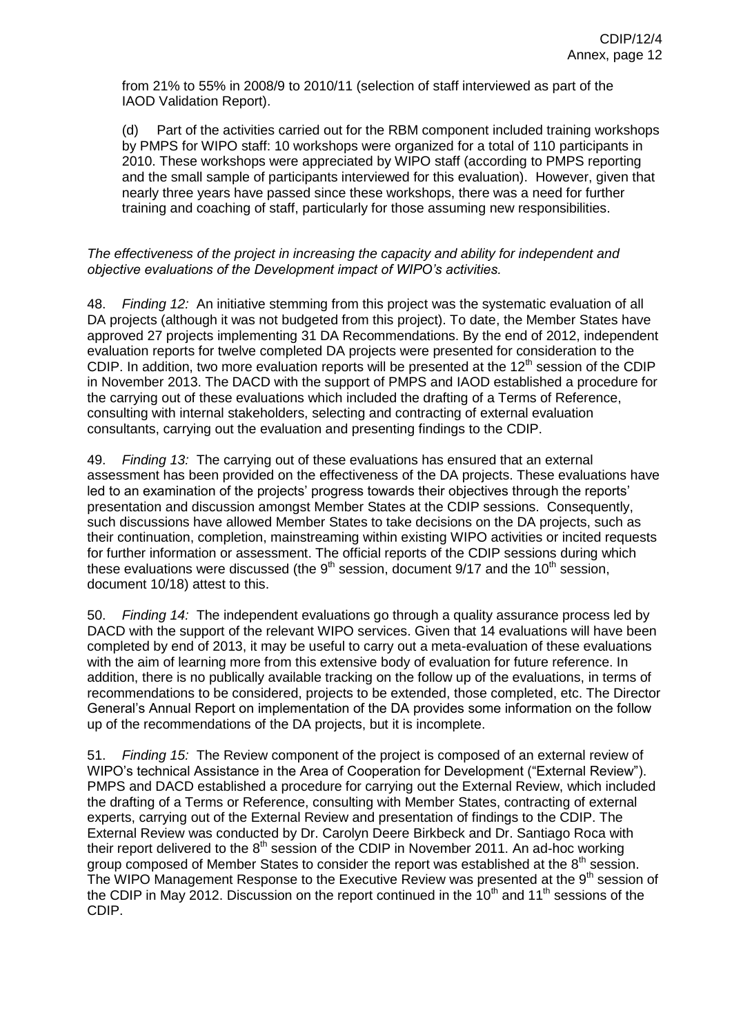from 21% to 55% in 2008/9 to 2010/11 (selection of staff interviewed as part of the IAOD Validation Report).

(d) Part of the activities carried out for the RBM component included training workshops by PMPS for WIPO staff: 10 workshops were organized for a total of 110 participants in 2010. These workshops were appreciated by WIPO staff (according to PMPS reporting and the small sample of participants interviewed for this evaluation). However, given that nearly three years have passed since these workshops, there was a need for further training and coaching of staff, particularly for those assuming new responsibilities.

*The effectiveness of the project in increasing the capacity and ability for independent and objective evaluations of the Development impact of WIPO's activities.*

48. *Finding 12:* An initiative stemming from this project was the systematic evaluation of all DA projects (although it was not budgeted from this project). To date, the Member States have approved 27 projects implementing 31 DA Recommendations. By the end of 2012, independent evaluation reports for twelve completed DA projects were presented for consideration to the CDIP. In addition, two more evaluation reports will be presented at the 12th session of the CDIP in November 2013. The DACD with the support of PMPS and IAOD established a procedure for the carrying out of these evaluations which included the drafting of a Terms of Reference, consulting with internal stakeholders, selecting and contracting of external evaluation consultants, carrying out the evaluation and presenting findings to the CDIP.

49. *Finding 13:* The carrying out of these evaluations has ensured that an external assessment has been provided on the effectiveness of the DA projects. These evaluations have led to an examination of the projects' progress towards their objectives through the reports' presentation and discussion amongst Member States at the CDIP sessions. Consequently, such discussions have allowed Member States to take decisions on the DA projects, such as their continuation, completion, mainstreaming within existing WIPO activities or incited requests for further information or assessment. The official reports of the CDIP sessions during which these evaluations were discussed (the 9th session, document 9/17 and the 10th session, document 10/18) attest to this.

50. *Finding 14:* The independent evaluations go through a quality assurance process led by DACD with the support of the relevant WIPO services. Given that 14 evaluations will have been completed by end of 2013, it may be useful to carry out a meta-evaluation of these evaluations with the aim of learning more from this extensive body of evaluation for future reference. In addition, there is no publically available tracking on the follow up of the evaluations, in terms of recommendations to be considered, projects to be extended, those completed, etc. The Director General's Annual Report on implementation of the DA provides some information on the follow up of the recommendations of the DA projects, but it is incomplete.

51. *Finding 15:* The Review component of the project is composed of an external review of WIPO's technical Assistance in the Area of Cooperation for Development ("External Review"). PMPS and DACD established a procedure for carrying out the External Review, which included the drafting of a Terms or Reference, consulting with Member States, contracting of external experts, carrying out of the External Review and presentation of findings to the CDIP. The External Review was conducted by Dr. Carolyn Deere Birkbeck and Dr. Santiago Roca with their report delivered to the 8th session of the CDIP in November 2011. An ad-hoc working group composed of Member States to consider the report was established at the 8th session. The WIPO Management Response to the Executive Review was presented at the 9th session of the CDIP in May 2012. Discussion on the report continued in the 10th and 11th sessions of the CDIP.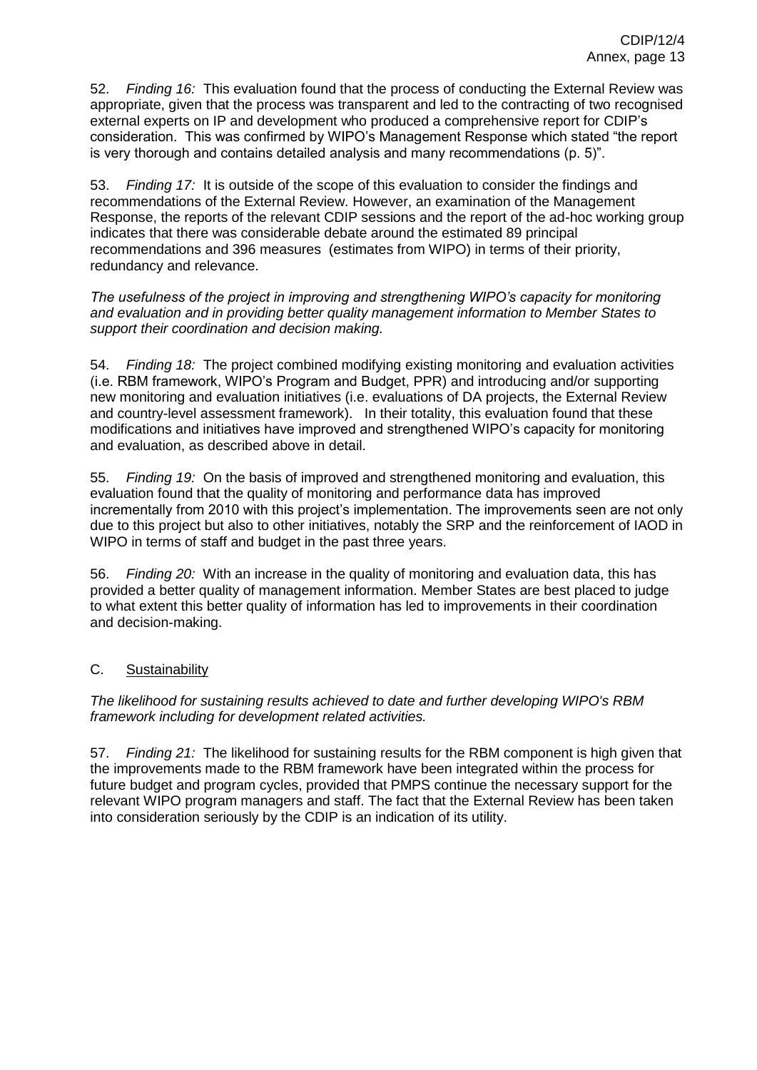52. *Finding 16:* This evaluation found that the process of conducting the External Review was appropriate, given that the process was transparent and led to the contracting of two recognised external experts on IP and development who produced a comprehensive report for CDIP's consideration. This was confirmed by WIPO's Management Response which stated "the report is very thorough and contains detailed analysis and many recommendations (p. 5)".

53. *Finding 17:* It is outside of the scope of this evaluation to consider the findings and recommendations of the External Review. However, an examination of the Management Response, the reports of the relevant CDIP sessions and the report of the ad-hoc working group indicates that there was considerable debate around the estimated 89 principal recommendations and 396 measures (estimates from WIPO) in terms of their priority, redundancy and relevance.

*The usefulness of the project in improving and strengthening WIPO's capacity for monitoring and evaluation and in providing better quality management information to Member States to support their coordination and decision making.*

54. *Finding 18:* The project combined modifying existing monitoring and evaluation activities (i.e. RBM framework, WIPO's Program and Budget, PPR) and introducing and/or supporting new monitoring and evaluation initiatives (i.e. evaluations of DA projects, the External Review and country-level assessment framework). In their totality, this evaluation found that these modifications and initiatives have improved and strengthened WIPO's capacity for monitoring and evaluation, as described above in detail.

55. *Finding 19:* On the basis of improved and strengthened monitoring and evaluation, this evaluation found that the quality of monitoring and performance data has improved incrementally from 2010 with this project's implementation. The improvements seen are not only due to this project but also to other initiatives, notably the SRP and the reinforcement of IAOD in WIPO in terms of staff and budget in the past three years.

56. *Finding 20:* With an increase in the quality of monitoring and evaluation data, this has provided a better quality of management information. Member States are best placed to judge to what extent this better quality of information has led to improvements in their coordination and decision-making.

## C. Sustainability

*The likelihood for sustaining results achieved to date and further developing WIPO's RBM framework including for development related activities.*

57. *Finding 21:* The likelihood for sustaining results for the RBM component is high given that the improvements made to the RBM framework have been integrated within the process for future budget and program cycles, provided that PMPS continue the necessary support for the relevant WIPO program managers and staff. The fact that the External Review has been taken into consideration seriously by the CDIP is an indication of its utility.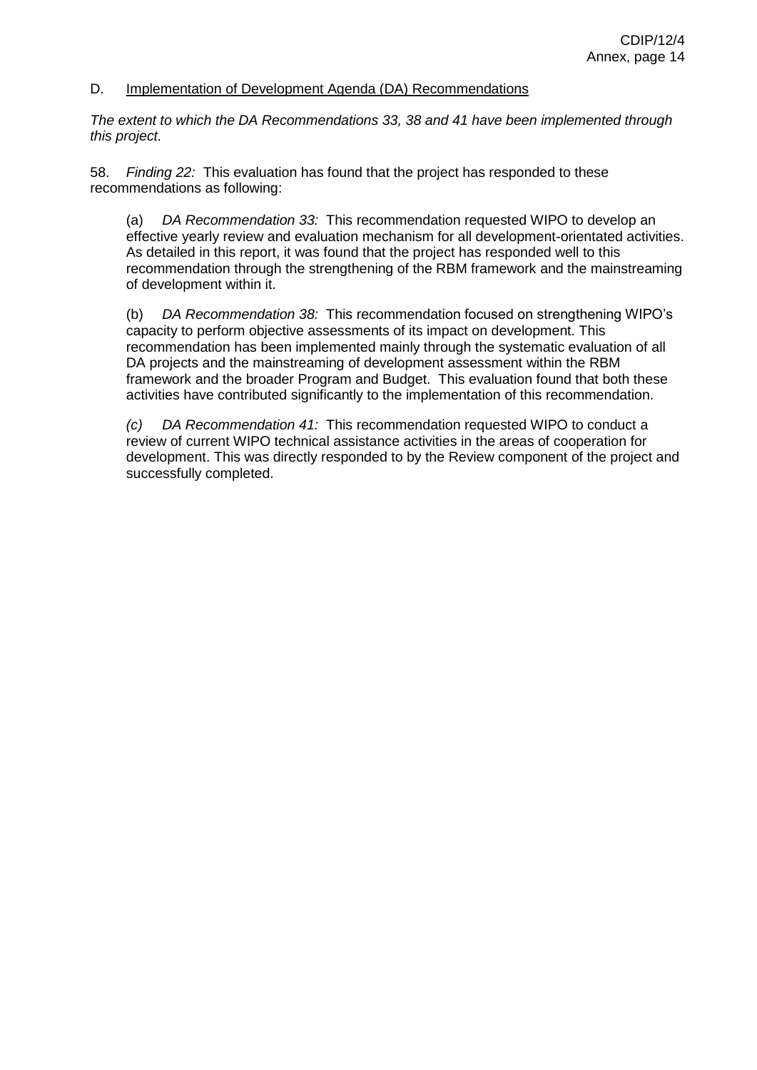D. Implementation of Development Agenda (DA) Recommendations

*The extent to which the DA Recommendations 33, 38 and 41 have been implemented through this project.*

58. *Finding 22:* This evaluation has found that the project has responded to these recommendations as following:

(a) *DA Recommendation 33:* This recommendation requested WIPO to develop an effective yearly review and evaluation mechanism for all development-orientated activities. As detailed in this report, it was found that the project has responded well to this recommendation through the strengthening of the RBM framework and the mainstreaming of development within it.

(b) *DA Recommendation 38:* This recommendation focused on strengthening WIPO's capacity to perform objective assessments of its impact on development. This recommendation has been implemented mainly through the systematic evaluation of all DA projects and the mainstreaming of development assessment within the RBM framework and the broader Program and Budget. This evaluation found that both these activities have contributed significantly to the implementation of this recommendation.

*(c) DA Recommendation 41:* This recommendation requested WIPO to conduct a review of current WIPO technical assistance activities in the areas of cooperation for development. This was directly responded to by the Review component of the project and successfully completed.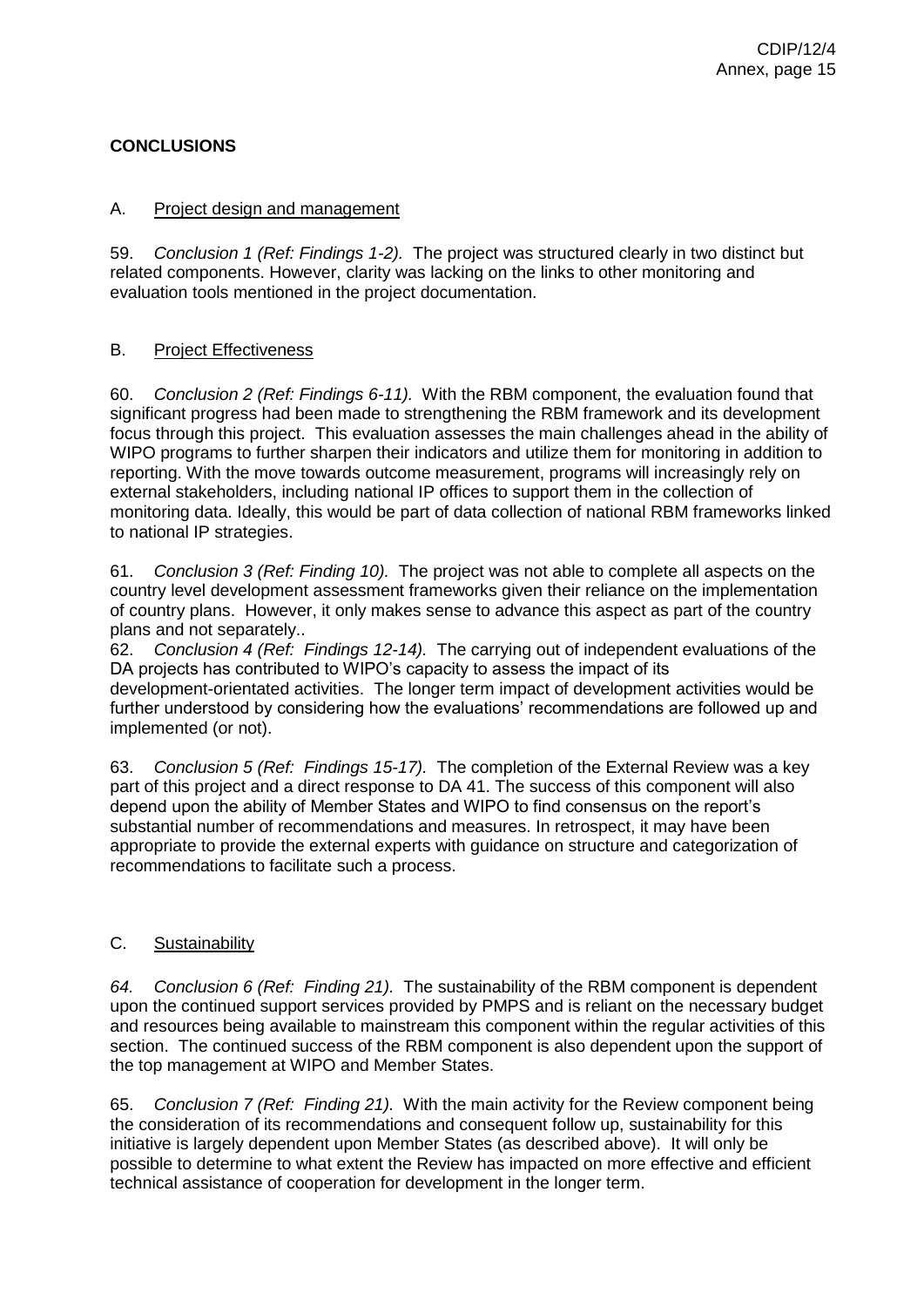**CONCLUSIONS**

A. Project design and management

59. *Conclusion 1 (Ref: Findings 1-2).* The project was structured clearly in two distinct but related components. However, clarity was lacking on the links to other monitoring and evaluation tools mentioned in the project documentation.

B. Project Effectiveness

60. *Conclusion 2 (Ref: Findings 6-11).* With the RBM component, the evaluation found that significant progress had been made to strengthening the RBM framework and its development focus through this project. This evaluation assesses the main challenges ahead in the ability of WIPO programs to further sharpen their indicators and utilize them for monitoring in addition to reporting. With the move towards outcome measurement, programs will increasingly rely on external stakeholders, including national IP offices to support them in the collection of monitoring data. Ideally, this would be part of data collection of national RBM frameworks linked to national IP strategies.

61. *Conclusion 3 (Ref: Finding 10).* The project was not able to complete all aspects on the country level development assessment frameworks given their reliance on the implementation of country plans. However, it only makes sense to advance this aspect as part of the country plans and not separately..

62. *Conclusion 4 (Ref: Findings 12-14).* The carrying out of independent evaluations of the DA projects has contributed to WIPO's capacity to assess the impact of its development-orientated activities. The longer term impact of development activities would be further understood by considering how the evaluations' recommendations are followed up and implemented (or not).

63. *Conclusion 5 (Ref: Findings 15-17).* The completion of the External Review was a key part of this project and a direct response to DA 41. The success of this component will also depend upon the ability of Member States and WIPO to find consensus on the report's substantial number of recommendations and measures. In retrospect, it may have been appropriate to provide the external experts with guidance on structure and categorization of recommendations to facilitate such a process.

C. Sustainability

*64. Conclusion 6 (Ref: Finding 21).* The sustainability of the RBM component is dependent upon the continued support services provided by PMPS and is reliant on the necessary budget and resources being available to mainstream this component within the regular activities of this section. The continued success of the RBM component is also dependent upon the support of the top management at WIPO and Member States.

65. *Conclusion 7 (Ref: Finding 21).* With the main activity for the Review component being the consideration of its recommendations and consequent follow up, sustainability for this initiative is largely dependent upon Member States (as described above). It will only be possible to determine to what extent the Review has impacted on more effective and efficient technical assistance of cooperation for development in the longer term.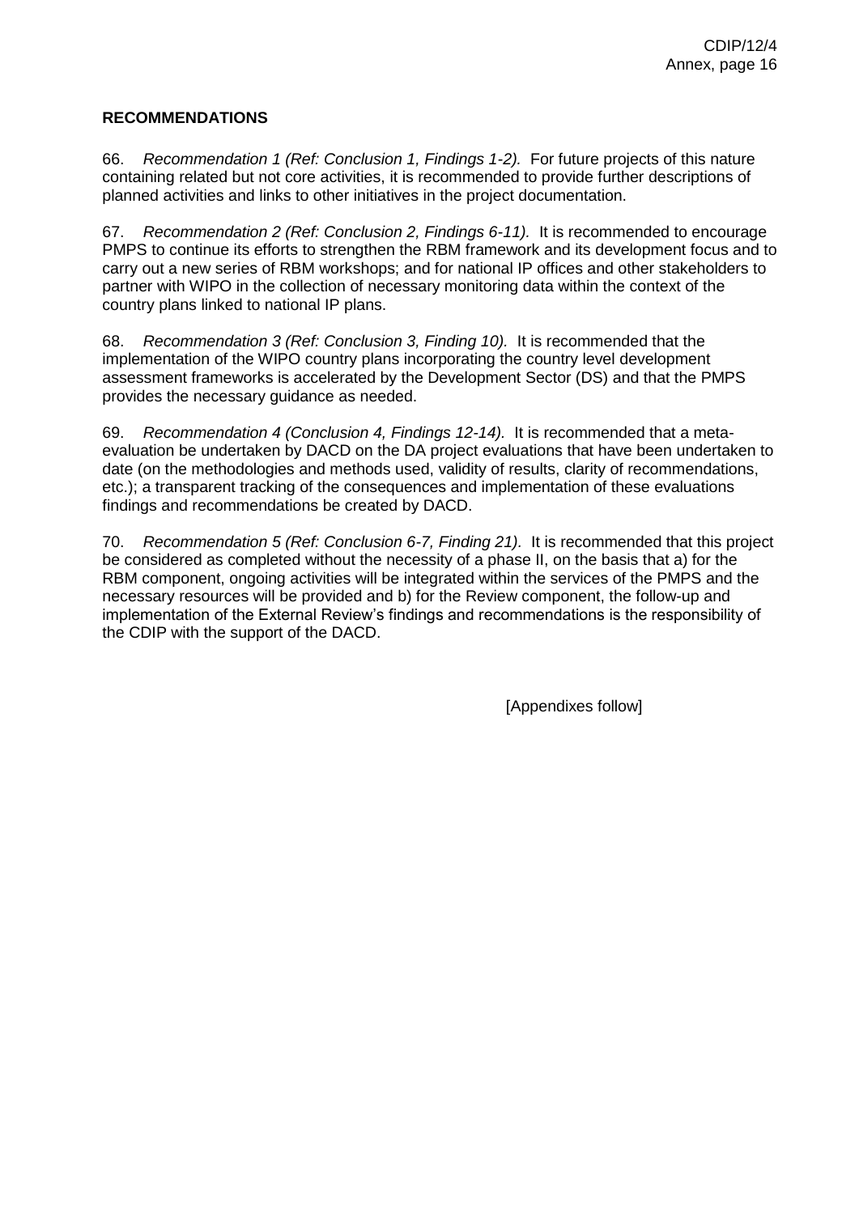**RECOMMENDATIONS**

66. *Recommendation 1 (Ref: Conclusion 1, Findings 1-2).* For future projects of this nature containing related but not core activities, it is recommended to provide further descriptions of planned activities and links to other initiatives in the project documentation.

67. *Recommendation 2 (Ref: Conclusion 2, Findings 6-11).* It is recommended to encourage PMPS to continue its efforts to strengthen the RBM framework and its development focus and to carry out a new series of RBM workshops; and for national IP offices and other stakeholders to partner with WIPO in the collection of necessary monitoring data within the context of the country plans linked to national IP plans.

68. *Recommendation 3 (Ref: Conclusion 3, Finding 10).* It is recommended that the implementation of the WIPO country plans incorporating the country level development assessment frameworks is accelerated by the Development Sector (DS) and that the PMPS provides the necessary guidance as needed.

69. *Recommendation 4 (Conclusion 4, Findings 12-14).* It is recommended that a meta-evaluation be undertaken by DACD on the DA project evaluations that have been undertaken to date (on the methodologies and methods used, validity of results, clarity of recommendations, etc.); a transparent tracking of the consequences and implementation of these evaluations findings and recommendations be created by DACD.

70. *Recommendation 5 (Ref: Conclusion 6-7, Finding 21).* It is recommended that this project be considered as completed without the necessity of a phase II, on the basis that a) for the RBM component, ongoing activities will be integrated within the services of the PMPS and the necessary resources will be provided and b) for the Review component, the follow-up and implementation of the External Review's findings and recommendations is the responsibility of the CDIP with the support of the DACD.

[Appendixes follow]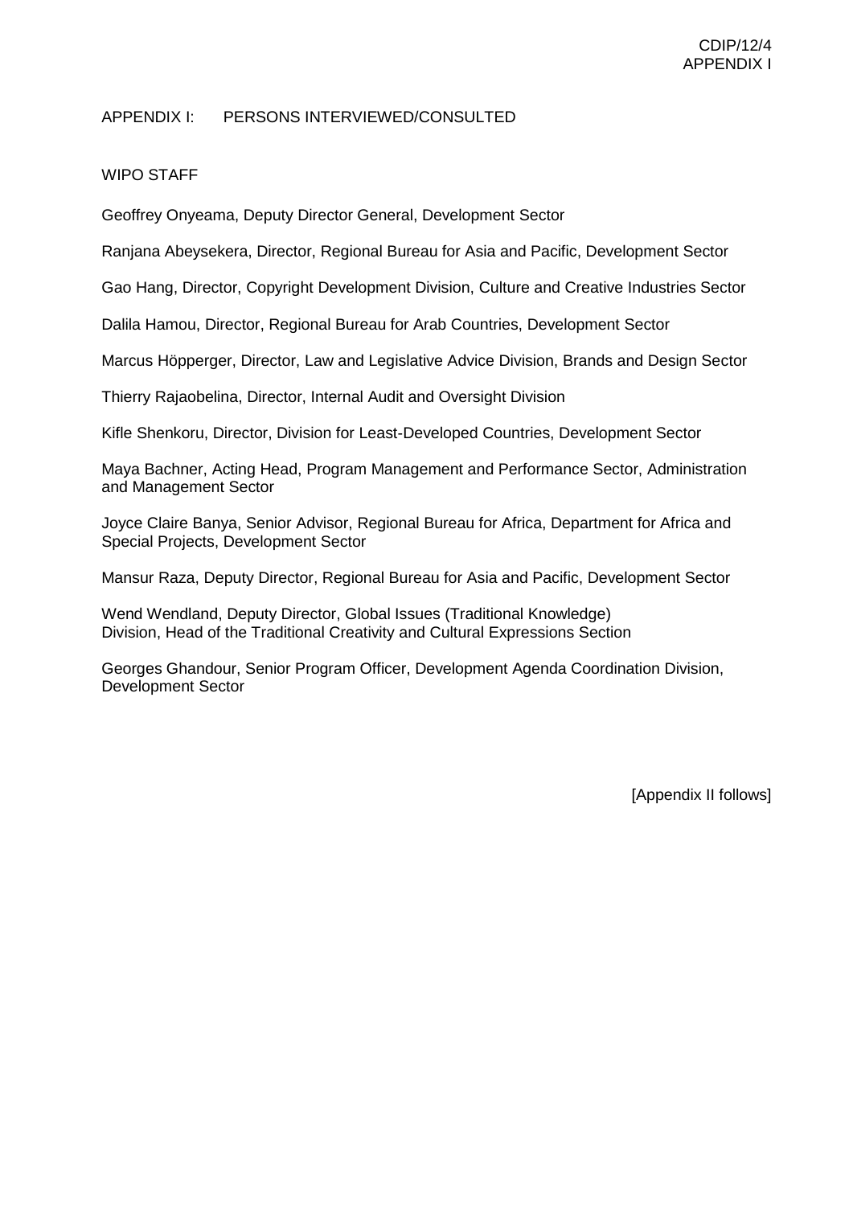## APPENDIX I: PERSONS INTERVIEWED/CONSULTED

### WIPO STAFF

Geoffrey Onyeama, Deputy Director General, Development Sector

Ranjana Abeysekera, Director, Regional Bureau for Asia and Pacific, Development Sector

Gao Hang, Director, Copyright Development Division, Culture and Creative Industries Sector

Dalila Hamou, Director, Regional Bureau for Arab Countries, Development Sector

Marcus Höpperger, Director, Law and Legislative Advice Division, Brands and Design Sector

Thierry Rajaobelina, Director, Internal Audit and Oversight Division

Kifle Shenkoru, Director, Division for Least-Developed Countries, Development Sector

Maya Bachner, Acting Head, Program Management and Performance Sector, Administration and Management Sector

Joyce Claire Banya, Senior Advisor, Regional Bureau for Africa, Department for Africa and Special Projects, Development Sector

Mansur Raza, Deputy Director, Regional Bureau for Asia and Pacific, Development Sector

Wend Wendland, Deputy Director, Global Issues (Traditional Knowledge) Division, Head of the Traditional Creativity and Cultural Expressions Section

Georges Ghandour, Senior Program Officer, Development Agenda Coordination Division, Development Sector

[Appendix II follows]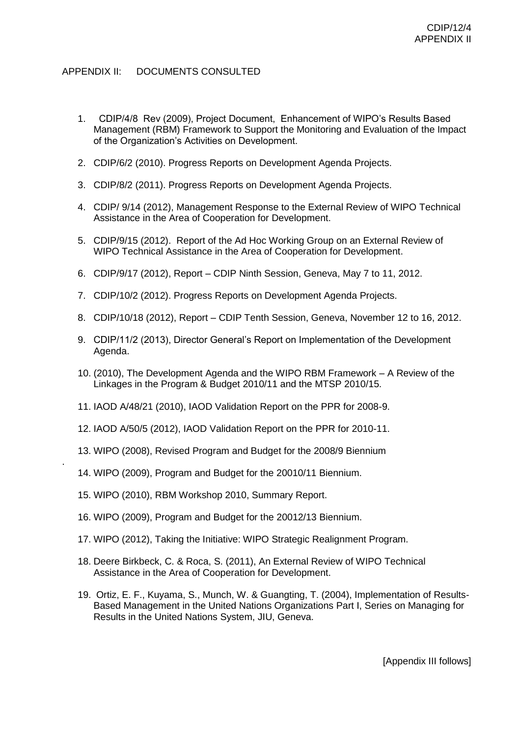# APPENDIX II: DOCUMENTS CONSULTED

1. CDIP/4/8 Rev (2009), Project Document, Enhancement of WIPO's Results Based Management (RBM) Framework to Support the Monitoring and Evaluation of the Impact of the Organization's Activities on Development.
2. CDIP/6/2 (2010). Progress Reports on Development Agenda Projects.
3. CDIP/8/2 (2011). Progress Reports on Development Agenda Projects.
4. CDIP/ 9/14 (2012), Management Response to the External Review of WIPO Technical Assistance in the Area of Cooperation for Development.
5. CDIP/9/15 (2012). Report of the Ad Hoc Working Group on an External Review of WIPO Technical Assistance in the Area of Cooperation for Development.
6. CDIP/9/17 (2012), Report – CDIP Ninth Session, Geneva, May 7 to 11, 2012.
7. CDIP/10/2 (2012). Progress Reports on Development Agenda Projects.
8. CDIP/10/18 (2012), Report – CDIP Tenth Session, Geneva, November 12 to 16, 2012.
9. CDIP/11/2 (2013), Director General's Report on Implementation of the Development Agenda.
10. (2010), The Development Agenda and the WIPO RBM Framework – A Review of the Linkages in the Program & Budget 2010/11 and the MTSP 2010/15.
11. IAOD A/48/21 (2010), IAOD Validation Report on the PPR for 2008-9.
12. IAOD A/50/5 (2012), IAOD Validation Report on the PPR for 2010-11.
13. WIPO (2008), Revised Program and Budget for the 2008/9 Biennium
14. WIPO (2009), Program and Budget for the 20010/11 Biennium.
15. WIPO (2010), RBM Workshop 2010, Summary Report.
16. WIPO (2009), Program and Budget for the 20012/13 Biennium.
17. WIPO (2012), Taking the Initiative: WIPO Strategic Realignment Program.
18. Deere Birkbeck, C. & Roca, S. (2011), An External Review of WIPO Technical Assistance in the Area of Cooperation for Development.
19. Ortiz, E. F., Kuyama, S., Munch, W. & Guangting, T. (2004), Implementation of Results-Based Management in the United Nations Organizations Part I, Series on Managing for Results in the United Nations System, JIU, Geneva.

[Appendix III follows]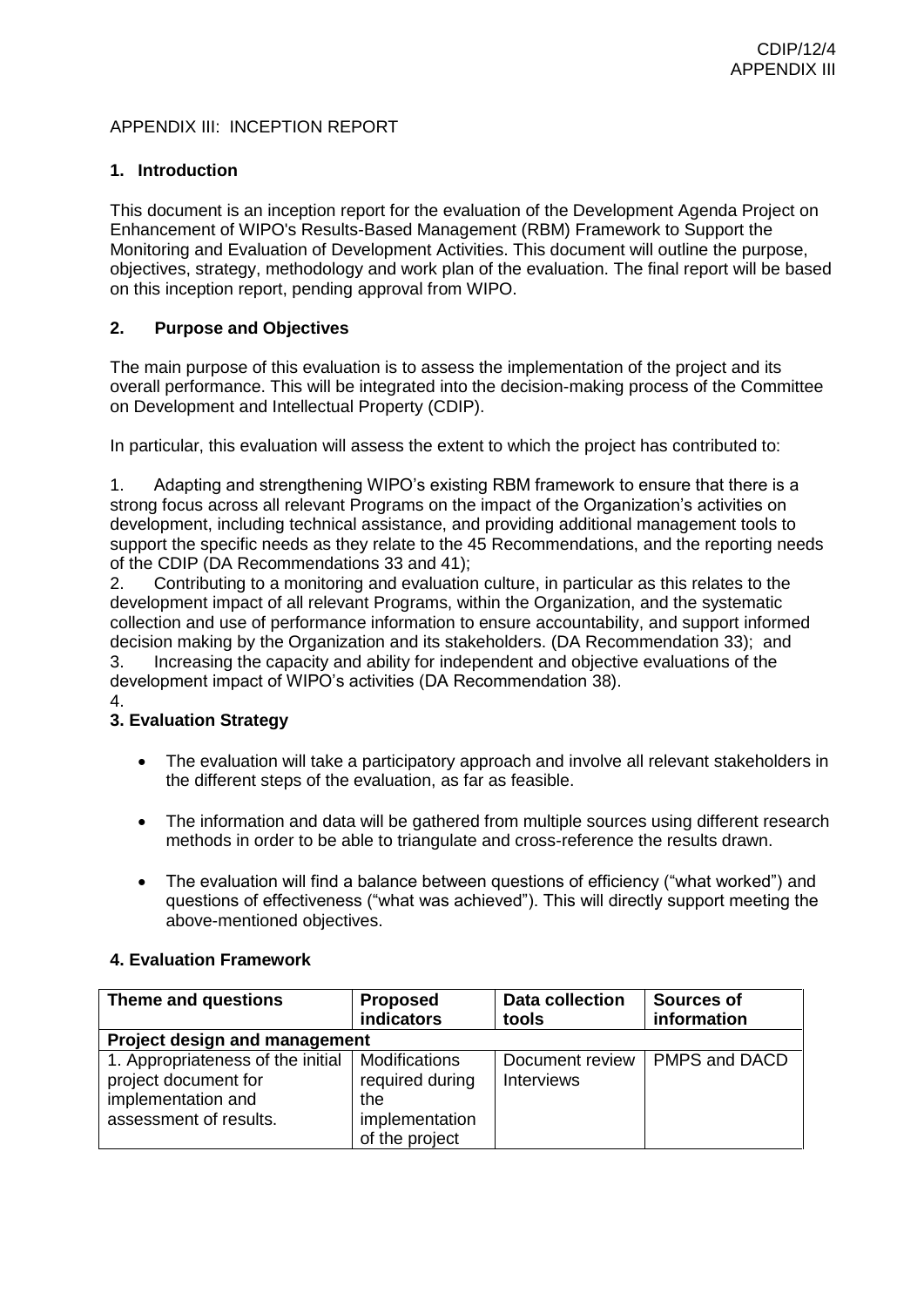APPENDIX III: INCEPTION REPORT

## 1. Introduction

This document is an inception report for the evaluation of the Development Agenda Project on Enhancement of WIPO's Results-Based Management (RBM) Framework to Support the Monitoring and Evaluation of Development Activities. This document will outline the purpose, objectives, strategy, methodology and work plan of the evaluation. The final report will be based on this inception report, pending approval from WIPO.

## 2. Purpose and Objectives

The main purpose of this evaluation is to assess the implementation of the project and its overall performance. This will be integrated into the decision-making process of the Committee on Development and Intellectual Property (CDIP).

In particular, this evaluation will assess the extent to which the project has contributed to:

1. Adapting and strengthening WIPO's existing RBM framework to ensure that there is a strong focus across all relevant Programs on the impact of the Organization's activities on development, including technical assistance, and providing additional management tools to support the specific needs as they relate to the 45 Recommendations, and the reporting needs of the CDIP (DA Recommendations 33 and 41);
2. Contributing to a monitoring and evaluation culture, in particular as this relates to the development impact of all relevant Programs, within the Organization, and the systematic collection and use of performance information to ensure accountability, and support informed decision making by the Organization and its stakeholders. (DA Recommendation 33); and
3. Increasing the capacity and ability for independent and objective evaluations of the development impact of WIPO's activities (DA Recommendation 38).
4.

## 3. Evaluation Strategy

- The evaluation will take a participatory approach and involve all relevant stakeholders in the different steps of the evaluation, as far as feasible.
- The information and data will be gathered from multiple sources using different research methods in order to be able to triangulate and cross-reference the results drawn.
- The evaluation will find a balance between questions of efficiency ("what worked") and questions of effectiveness ("what was achieved"). This will directly support meeting the above-mentioned objectives.

## 4. Evaluation Framework

| Theme and questions | Proposed indicators | Data collection tools | Sources of information |
|---|---|---|---|
| **Project design and management** | | | |
| 1. Appropriateness of the initial project document for implementation and assessment of results. | Modifications required during the implementation of the project | Document review Interviews | PMPS and DACD |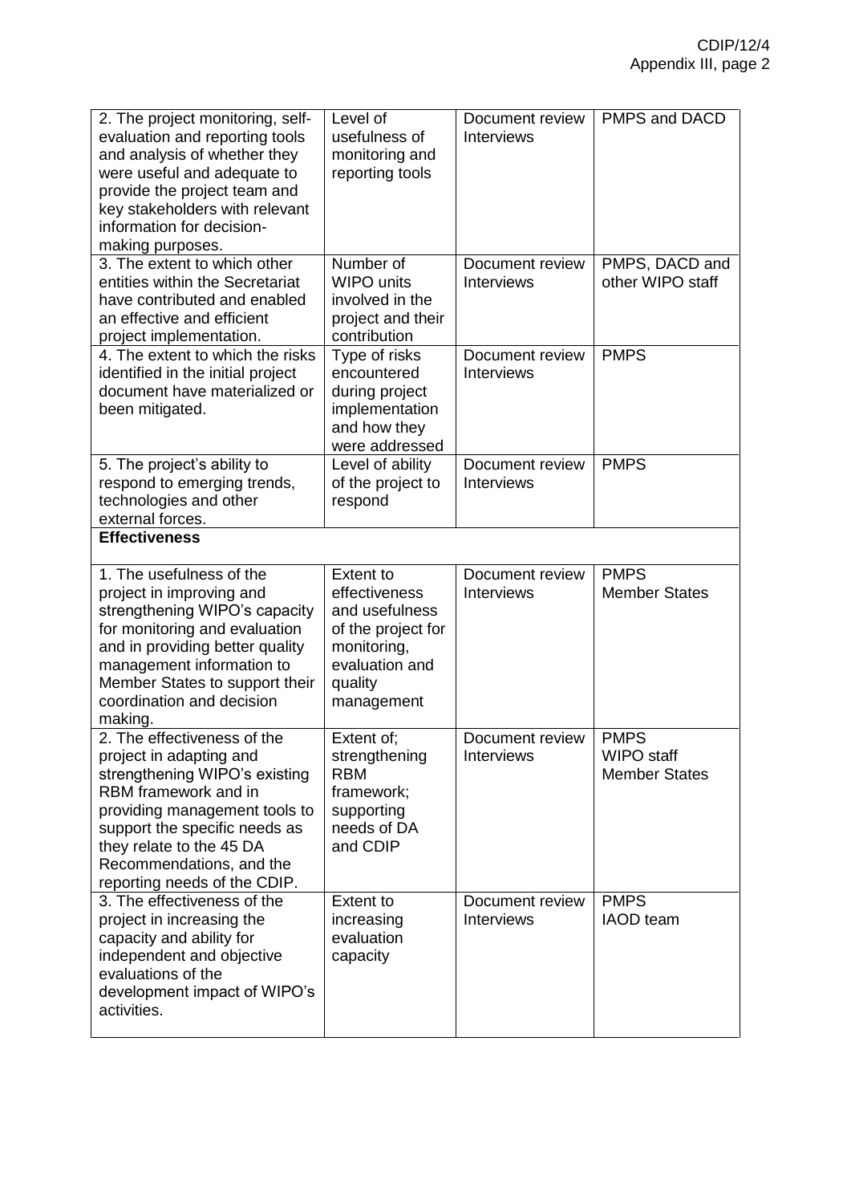| | | | |
|---|---|---|---|
| 2. The project monitoring, self-evaluation and reporting tools and analysis of whether they were useful and adequate to provide the project team and key stakeholders with relevant information for decision-making purposes. | Level of usefulness of monitoring and reporting tools | Document review<br>Interviews | PMPS and DACD |
| 3. The extent to which other entities within the Secretariat have contributed and enabled an effective and efficient project implementation. | Number of WIPO units involved in the project and their contribution | Document review<br>Interviews | PMPS, DACD and other WIPO staff |
| 4. The extent to which the risks identified in the initial project document have materialized or been mitigated. | Type of risks encountered during project implementation and how they were addressed | Document review<br>Interviews | PMPS |
| 5. The project's ability to respond to emerging trends, technologies and other external forces. | Level of ability of the project to respond | Document review<br>Interviews | PMPS |
| **Effectiveness** | | | |
| 1. The usefulness of the project in improving and strengthening WIPO's capacity for monitoring and evaluation and in providing better quality management information to Member States to support their coordination and decision making. | Extent to effectiveness and usefulness of the project for monitoring, evaluation and quality management | Document review<br>Interviews | PMPS<br>Member States |
| 2. The effectiveness of the project in adapting and strengthening WIPO's existing RBM framework and in providing management tools to support the specific needs as they relate to the 45 DA Recommendations, and the reporting needs of the CDIP. | Extent of; strengthening RBM framework; supporting needs of DA and CDIP | Document review<br>Interviews | PMPS<br>WIPO staff<br>Member States |
| 3. The effectiveness of the project in increasing the capacity and ability for independent and objective evaluations of the development impact of WIPO's activities. | Extent to increasing evaluation capacity | Document review<br>Interviews | PMPS<br>IAOD team |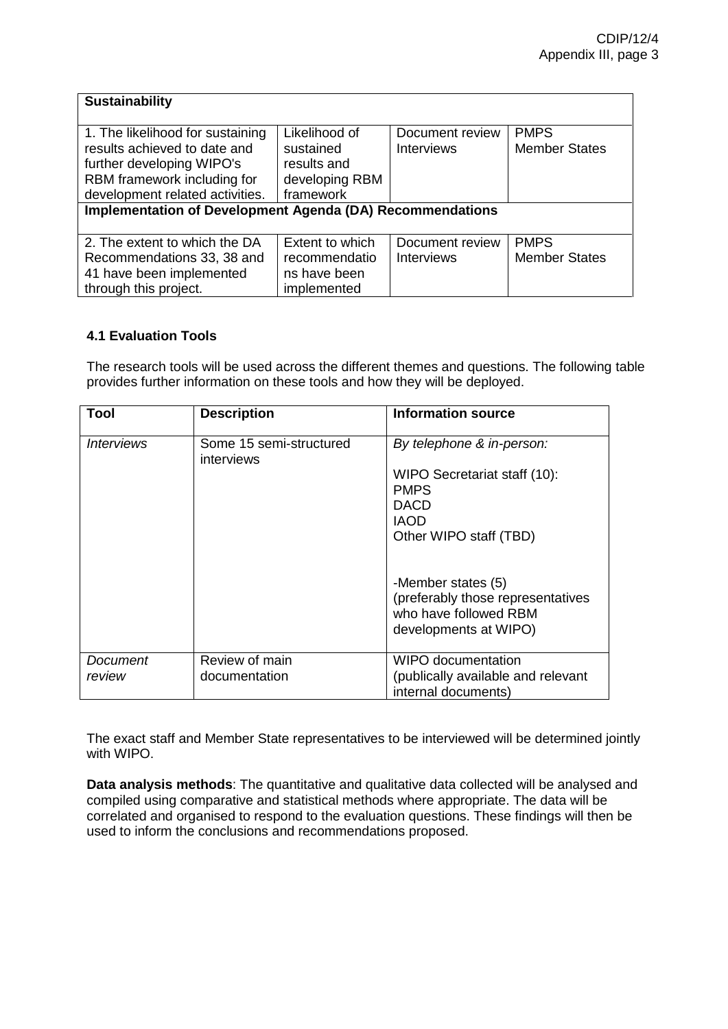| **Sustainability** | | | |
|---|---|---|---|
| 1. The likelihood for sustaining results achieved to date and further developing WIPO's RBM framework including for development related activities. | Likelihood of sustained results and developing RBM framework | Document review<br>Interviews | PMPS<br>Member States |
| **Implementation of Development Agenda (DA) Recommendations** | | | |
| 2. The extent to which the DA Recommendations 33, 38 and 41 have been implemented through this project. | Extent to which recommendations have been implemented | Document review<br>Interviews | PMPS<br>Member States |

### 4.1 Evaluation Tools

The research tools will be used across the different themes and questions. The following table provides further information on these tools and how they will be deployed.

| Tool | Description | Information source |
|---|---|---|
| *Interviews* | Some 15 semi-structured interviews | *By telephone & in-person:*<br><br>WIPO Secretariat staff (10):<br>PMPS<br>DACD<br>IAOD<br>Other WIPO staff (TBD)<br><br>-Member states (5)<br>(preferably those representatives who have followed RBM developments at WIPO) |
| *Document review* | Review of main documentation | WIPO documentation<br>(publically available and relevant internal documents) |

The exact staff and Member State representatives to be interviewed will be determined jointly with WIPO.

**Data analysis methods**: The quantitative and qualitative data collected will be analysed and compiled using comparative and statistical methods where appropriate. The data will be correlated and organised to respond to the evaluation questions. These findings will then be used to inform the conclusions and recommendations proposed.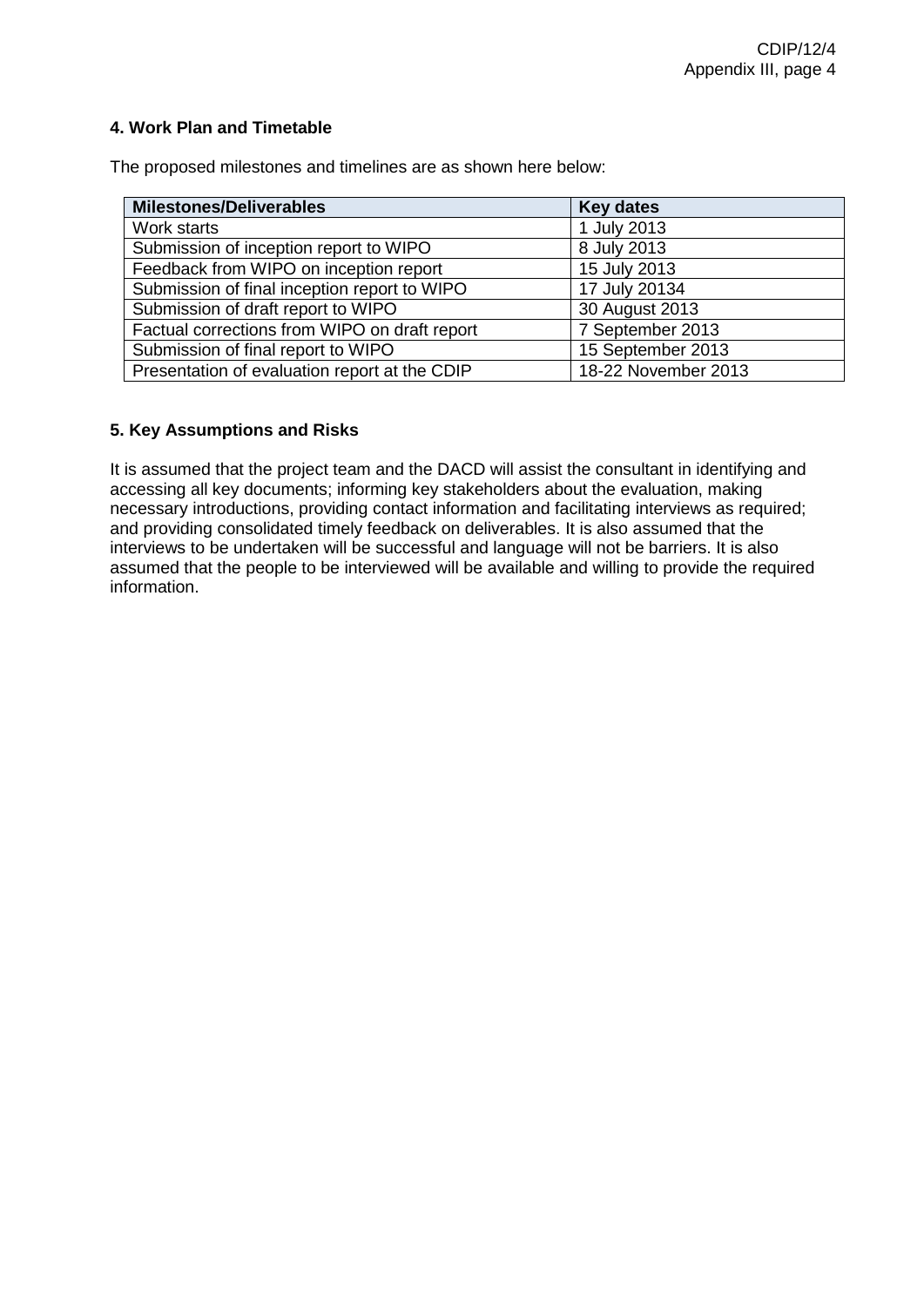### 4. Work Plan and Timetable

The proposed milestones and timelines are as shown here below:

| Milestones/Deliverables | Key dates |
| --- | --- |
| Work starts | 1 July 2013 |
| Submission of inception report to WIPO | 8 July 2013 |
| Feedback from WIPO on inception report | 15 July 2013 |
| Submission of final inception report to WIPO | 17 July 20134 |
| Submission of draft report to WIPO | 30 August 2013 |
| Factual corrections from WIPO on draft report | 7 September 2013 |
| Submission of final report to WIPO | 15 September 2013 |
| Presentation of evaluation report at the CDIP | 18-22 November 2013 |

### 5. Key Assumptions and Risks

It is assumed that the project team and the DACD will assist the consultant in identifying and accessing all key documents; informing key stakeholders about the evaluation, making necessary introductions, providing contact information and facilitating interviews as required; and providing consolidated timely feedback on deliverables. It is also assumed that the interviews to be undertaken will be successful and language will not be barriers. It is also assumed that the people to be interviewed will be available and willing to provide the required information.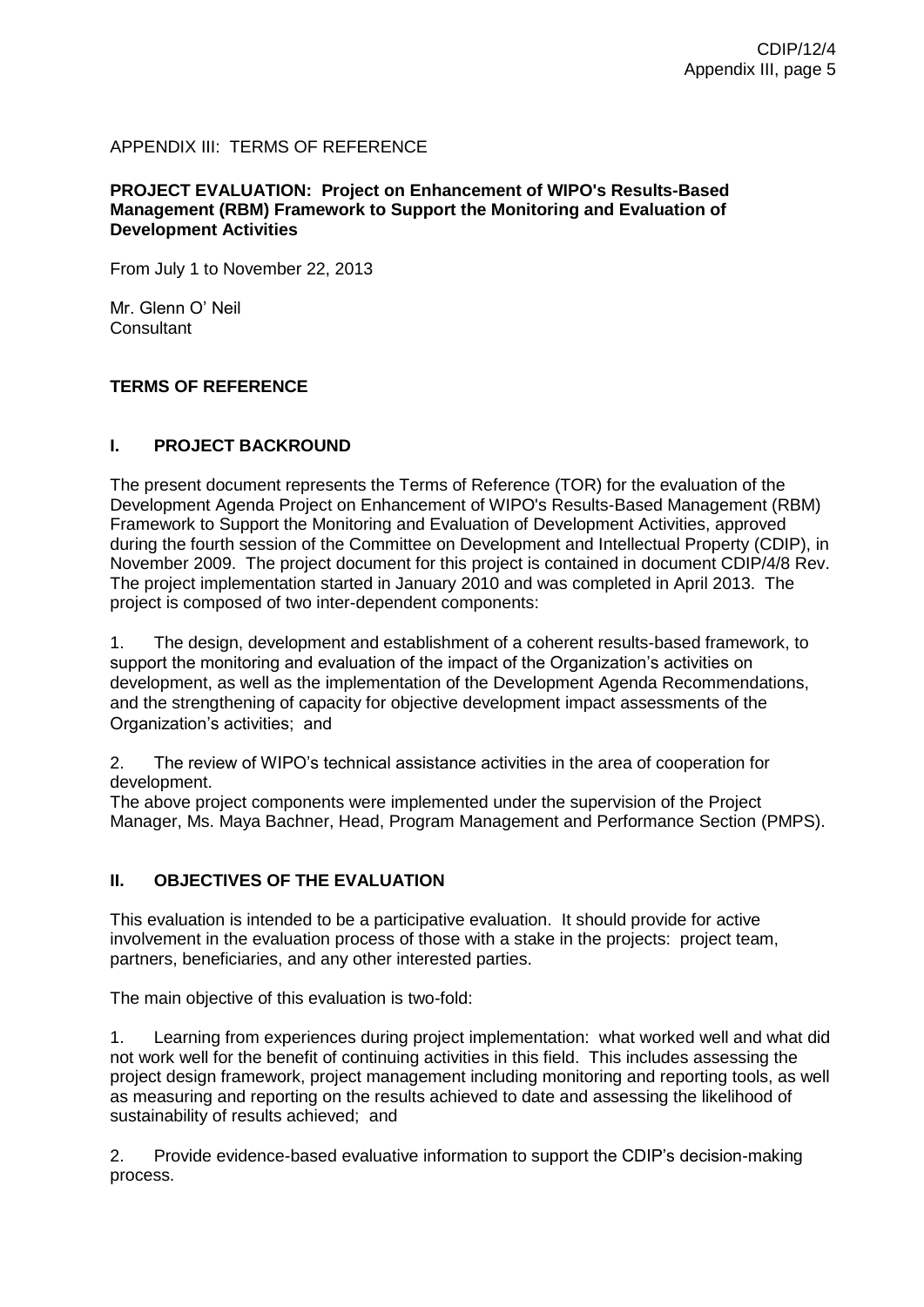APPENDIX III: TERMS OF REFERENCE

**PROJECT EVALUATION: Project on Enhancement of WIPO's Results-Based Management (RBM) Framework to Support the Monitoring and Evaluation of Development Activities**

From July 1 to November 22, 2013

Mr. Glenn O' Neil
Consultant

## TERMS OF REFERENCE

### I. PROJECT BACKROUND

The present document represents the Terms of Reference (TOR) for the evaluation of the Development Agenda Project on Enhancement of WIPO's Results-Based Management (RBM) Framework to Support the Monitoring and Evaluation of Development Activities, approved during the fourth session of the Committee on Development and Intellectual Property (CDIP), in November 2009. The project document for this project is contained in document CDIP/4/8 Rev. The project implementation started in January 2010 and was completed in April 2013. The project is composed of two inter-dependent components:

1. The design, development and establishment of a coherent results-based framework, to support the monitoring and evaluation of the impact of the Organization's activities on development, as well as the implementation of the Development Agenda Recommendations, and the strengthening of capacity for objective development impact assessments of the Organization's activities; and

2. The review of WIPO's technical assistance activities in the area of cooperation for development.

The above project components were implemented under the supervision of the Project Manager, Ms. Maya Bachner, Head, Program Management and Performance Section (PMPS).

### II. OBJECTIVES OF THE EVALUATION

This evaluation is intended to be a participative evaluation. It should provide for active involvement in the evaluation process of those with a stake in the projects: project team, partners, beneficiaries, and any other interested parties.

The main objective of this evaluation is two-fold:

1. Learning from experiences during project implementation: what worked well and what did not work well for the benefit of continuing activities in this field. This includes assessing the project design framework, project management including monitoring and reporting tools, as well as measuring and reporting on the results achieved to date and assessing the likelihood of sustainability of results achieved; and

2. Provide evidence-based evaluative information to support the CDIP's decision-making process.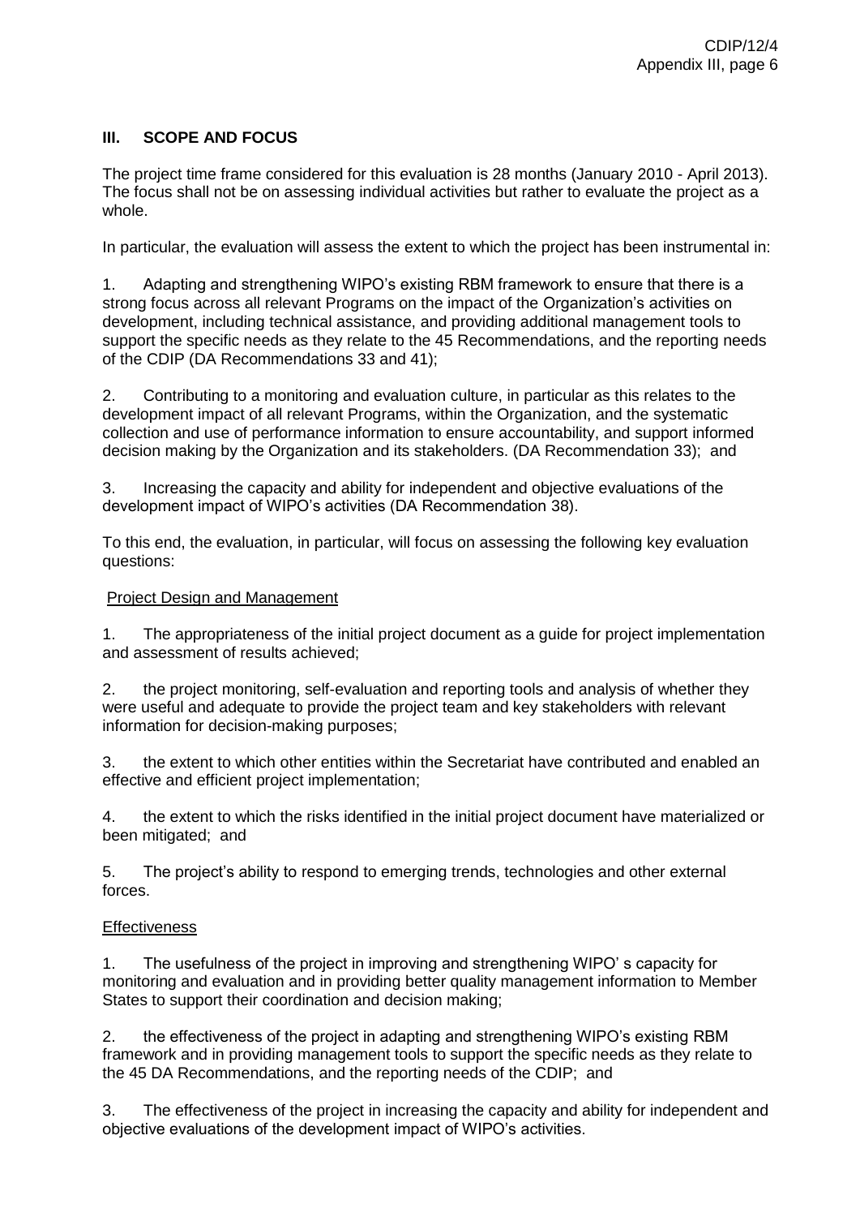## III. SCOPE AND FOCUS

The project time frame considered for this evaluation is 28 months (January 2010 - April 2013). The focus shall not be on assessing individual activities but rather to evaluate the project as a whole.

In particular, the evaluation will assess the extent to which the project has been instrumental in:

1. Adapting and strengthening WIPO's existing RBM framework to ensure that there is a strong focus across all relevant Programs on the impact of the Organization's activities on development, including technical assistance, and providing additional management tools to support the specific needs as they relate to the 45 Recommendations, and the reporting needs of the CDIP (DA Recommendations 33 and 41);

2. Contributing to a monitoring and evaluation culture, in particular as this relates to the development impact of all relevant Programs, within the Organization, and the systematic collection and use of performance information to ensure accountability, and support informed decision making by the Organization and its stakeholders. (DA Recommendation 33); and

3. Increasing the capacity and ability for independent and objective evaluations of the development impact of WIPO's activities (DA Recommendation 38).

To this end, the evaluation, in particular, will focus on assessing the following key evaluation questions:

Project Design and Management

1. The appropriateness of the initial project document as a guide for project implementation and assessment of results achieved;

2. the project monitoring, self-evaluation and reporting tools and analysis of whether they were useful and adequate to provide the project team and key stakeholders with relevant information for decision-making purposes;

3. the extent to which other entities within the Secretariat have contributed and enabled an effective and efficient project implementation;

4. the extent to which the risks identified in the initial project document have materialized or been mitigated; and

5. The project's ability to respond to emerging trends, technologies and other external forces.

Effectiveness

1. The usefulness of the project in improving and strengthening WIPO' s capacity for monitoring and evaluation and in providing better quality management information to Member States to support their coordination and decision making;

2. the effectiveness of the project in adapting and strengthening WIPO's existing RBM framework and in providing management tools to support the specific needs as they relate to the 45 DA Recommendations, and the reporting needs of the CDIP; and

3. The effectiveness of the project in increasing the capacity and ability for independent and objective evaluations of the development impact of WIPO's activities.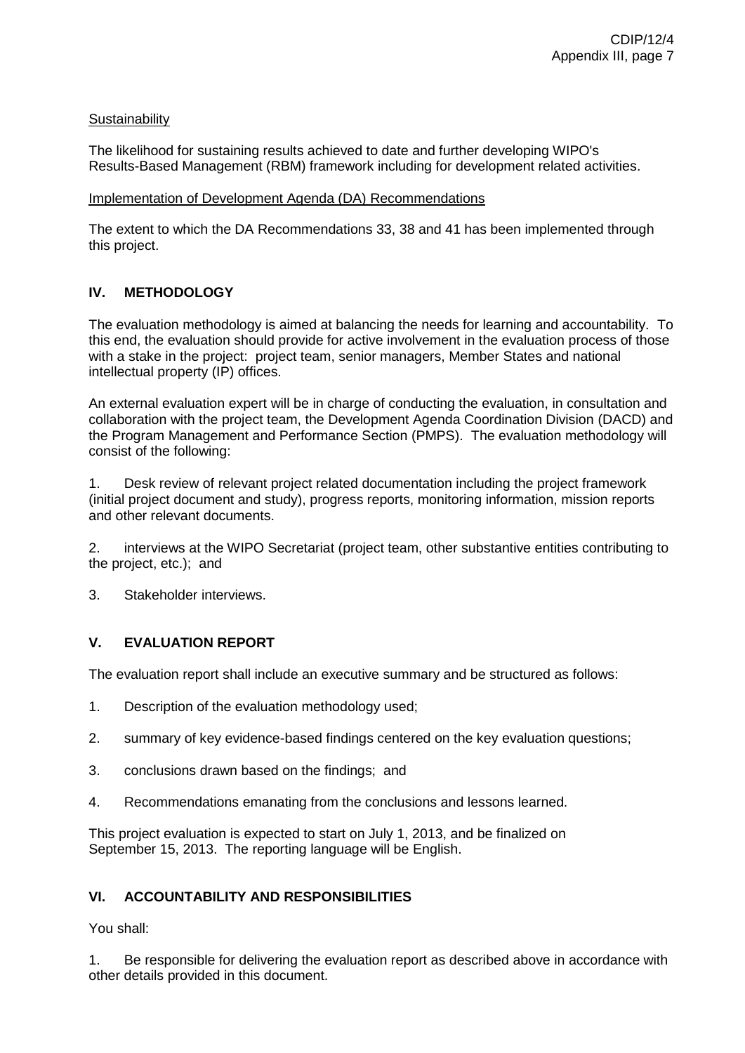Sustainability

The likelihood for sustaining results achieved to date and further developing WIPO's Results-Based Management (RBM) framework including for development related activities.

Implementation of Development Agenda (DA) Recommendations

The extent to which the DA Recommendations 33, 38 and 41 has been implemented through this project.

## IV. METHODOLOGY

The evaluation methodology is aimed at balancing the needs for learning and accountability. To this end, the evaluation should provide for active involvement in the evaluation process of those with a stake in the project: project team, senior managers, Member States and national intellectual property (IP) offices.

An external evaluation expert will be in charge of conducting the evaluation, in consultation and collaboration with the project team, the Development Agenda Coordination Division (DACD) and the Program Management and Performance Section (PMPS). The evaluation methodology will consist of the following:

1. Desk review of relevant project related documentation including the project framework (initial project document and study), progress reports, monitoring information, mission reports and other relevant documents.

2. interviews at the WIPO Secretariat (project team, other substantive entities contributing to the project, etc.); and

3. Stakeholder interviews.

## V. EVALUATION REPORT

The evaluation report shall include an executive summary and be structured as follows:

1. Description of the evaluation methodology used;

2. summary of key evidence-based findings centered on the key evaluation questions;

3. conclusions drawn based on the findings; and

4. Recommendations emanating from the conclusions and lessons learned.

This project evaluation is expected to start on July 1, 2013, and be finalized on September 15, 2013. The reporting language will be English.

## VI. ACCOUNTABILITY AND RESPONSIBILITIES

You shall:

1. Be responsible for delivering the evaluation report as described above in accordance with other details provided in this document.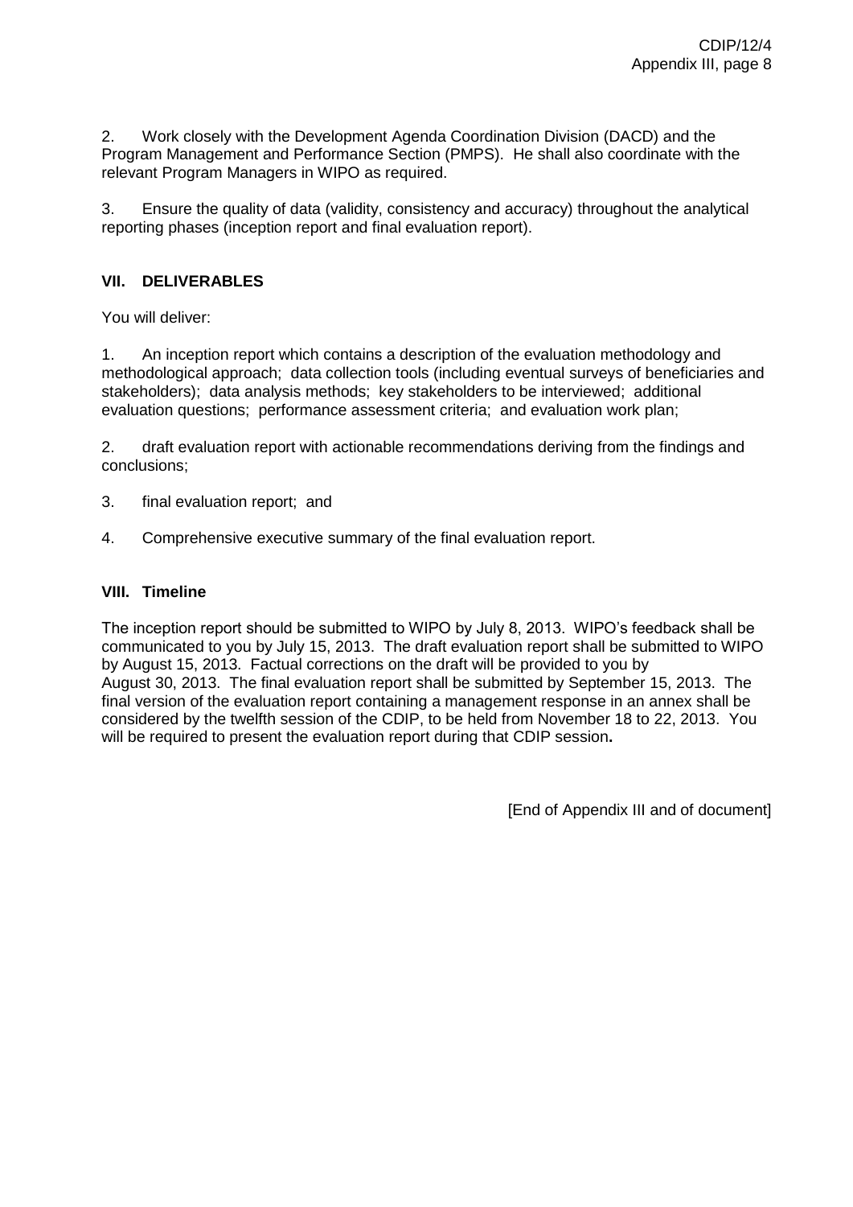2. Work closely with the Development Agenda Coordination Division (DACD) and the Program Management and Performance Section (PMPS). He shall also coordinate with the relevant Program Managers in WIPO as required.

3. Ensure the quality of data (validity, consistency and accuracy) throughout the analytical reporting phases (inception report and final evaluation report).

## VII. DELIVERABLES

You will deliver:

1. An inception report which contains a description of the evaluation methodology and methodological approach; data collection tools (including eventual surveys of beneficiaries and stakeholders); data analysis methods; key stakeholders to be interviewed; additional evaluation questions; performance assessment criteria; and evaluation work plan;

2. draft evaluation report with actionable recommendations deriving from the findings and conclusions;

3. final evaluation report; and

4. Comprehensive executive summary of the final evaluation report.

## VIII. Timeline

The inception report should be submitted to WIPO by July 8, 2013. WIPO's feedback shall be communicated to you by July 15, 2013. The draft evaluation report shall be submitted to WIPO by August 15, 2013. Factual corrections on the draft will be provided to you by August 30, 2013. The final evaluation report shall be submitted by September 15, 2013. The final version of the evaluation report containing a management response in an annex shall be considered by the twelfth session of the CDIP, to be held from November 18 to 22, 2013. You will be required to present the evaluation report during that CDIP session**.**

[End of Appendix III and of document]